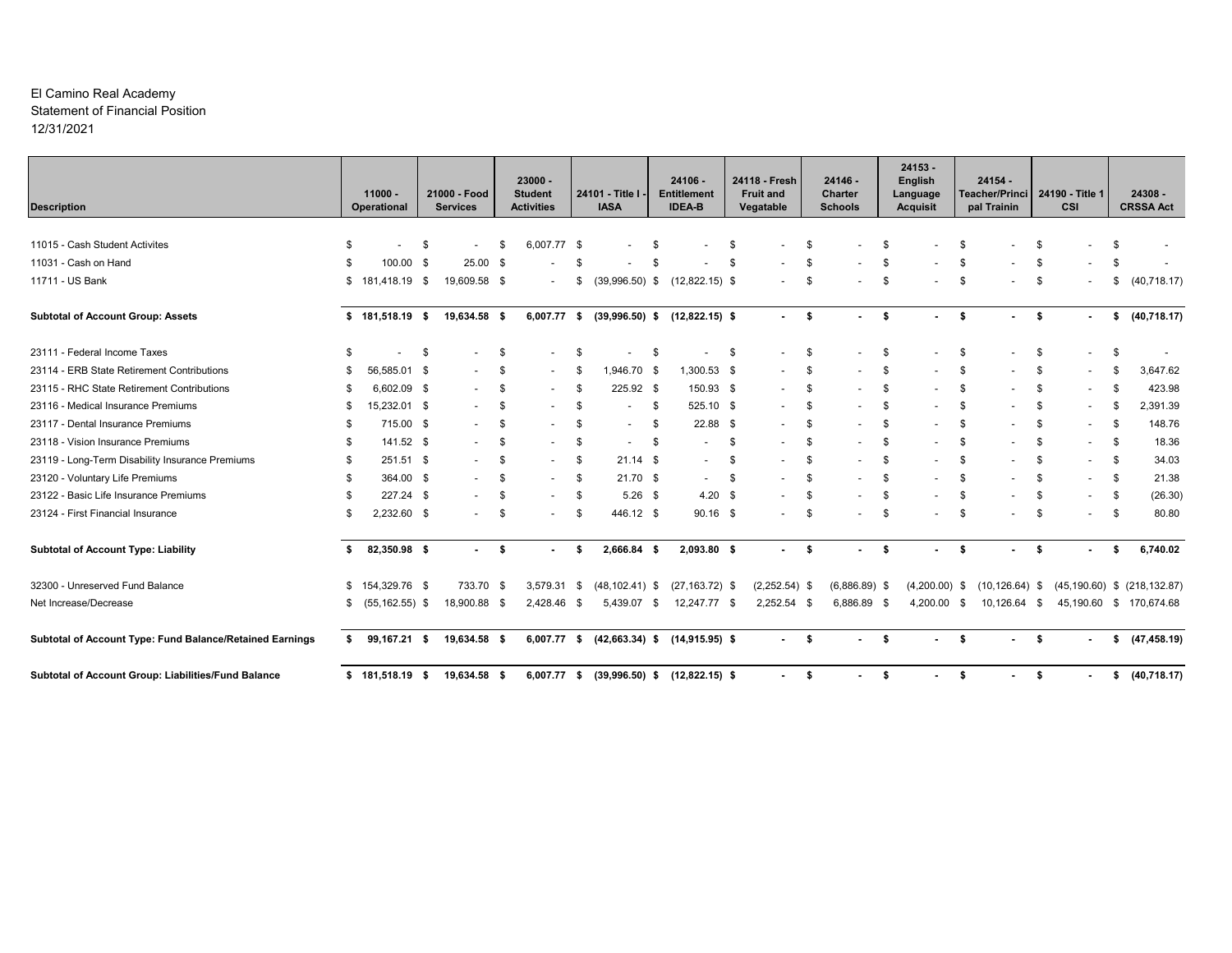El Camino Real Academy
Statement of Financial Position
12/31/2021

| Description | 11000 - Operational | 21000 - Food Services | 23000 - Student Activities | 24101 - Title I - IASA | 24106 - Entitlement IDEA-B | 24118 - Fresh Fruit and Vegatable | 24146 - Charter Schools | 24153 - English Language Acquisit | 24154 - Teacher/Principal Trainin | 24190 - Title 1 CSI | 24308 - CRSSA Act |
|---|---|---|---|---|---|---|---|---|---|---|---|
| 11015 - Cash Student Activites | $ - | $ - | $ 6,007.77 | $ - | $ - | $ - | $ - | $ - | $ - | $ - | $ - |
| 11031 - Cash on Hand | $ 100.00 | $ 25.00 | $ - | $ - | $ - | $ - | $ - | $ - | $ - | $ - | $ - |
| 11711 - US Bank | $ 181,418.19 | $ 19,609.58 | $ - | $ (39,996.50) | $ (12,822.15) | $ - | $ - | $ - | $ - | $ - | $ (40,718.17) |
| **Subtotal of Account Group: Assets** | **$ 181,518.19** | **$ 19,634.58** | **$ 6,007.77** | **$ (39,996.50)** | **$ (12,822.15)** | **$ -** | **$ -** | **$ -** | **$ -** | **$ -** | **$ (40,718.17)** |
| 23111 - Federal Income Taxes | $ - | $ - | $ - | $ - | $ - | $ - | $ - | $ - | $ - | $ - | $ - |
| 23114 - ERB State Retirement Contributions | $ 56,585.01 | $ - | $ - | $ 1,946.70 | $ 1,300.53 | $ - | $ - | $ - | $ - | $ - | $ 3,647.62 |
| 23115 - RHC State Retirement Contributions | $ 6,602.09 | $ - | $ - | $ 225.92 | $ 150.93 | $ - | $ - | $ - | $ - | $ - | $ 423.98 |
| 23116 - Medical Insurance Premiums | $ 15,232.01 | $ - | $ - | $ - | $ 525.10 | $ - | $ - | $ - | $ - | $ - | $ 2,391.39 |
| 23117 - Dental Insurance Premiums | $ 715.00 | $ - | $ - | $ - | $ 22.88 | $ - | $ - | $ - | $ - | $ - | $ 148.76 |
| 23118 - Vision Insurance Premiums | $ 141.52 | $ - | $ - | $ - | $ - | $ - | $ - | $ - | $ - | $ - | $ 18.36 |
| 23119 - Long-Term Disability Insurance Premiums | $ 251.51 | $ - | $ - | $ 21.14 | $ - | $ - | $ - | $ - | $ - | $ - | $ 34.03 |
| 23120 - Voluntary Life Premiums | $ 364.00 | $ - | $ - | $ 21.70 | $ - | $ - | $ - | $ - | $ - | $ - | $ 21.38 |
| 23122 - Basic Life Insurance Premiums | $ 227.24 | $ - | $ - | $ 5.26 | $ 4.20 | $ - | $ - | $ - | $ - | $ - | $ (26.30) |
| 23124 - First Financial Insurance | $ 2,232.60 | $ - | $ - | $ 446.12 | $ 90.16 | $ - | $ - | $ - | $ - | $ - | $ 80.80 |
| **Subtotal of Account Type: Liability** | **$ 82,350.98** | **$ -** | **$ -** | **$ 2,666.84** | **$ 2,093.80** | **$ -** | **$ -** | **$ -** | **$ -** | **$ -** | **$ 6,740.02** |
| 32300 - Unreserved Fund Balance | $ 154,329.76 | $ 733.70 | $ 3,579.31 | $ (48,102.41) | $ (27,163.72) | $ (2,252.54) | $ (6,886.89) | $ (4,200.00) | $ (10,126.64) | $ (45,190.60) | $ (218,132.87) |
| Net Increase/Decrease | $ (55,162.55) | $ 18,900.88 | $ 2,428.46 | $ 5,439.07 | $ 12,247.77 | $ 2,252.54 | $ 6,886.89 | $ 4,200.00 | $ 10,126.64 | $ 45,190.60 | $ 170,674.68 |
| **Subtotal of Account Type: Fund Balance/Retained Earnings** | **$ 99,167.21** | **$ 19,634.58** | **$ 6,007.77** | **$ (42,663.34)** | **$ (14,915.95)** | **$ -** | **$ -** | **$ -** | **$ -** | **$ -** | **$ (47,458.19)** |
| **Subtotal of Account Group: Liabilities/Fund Balance** | **$ 181,518.19** | **$ 19,634.58** | **$ 6,007.77** | **$ (39,996.50)** | **$ (12,822.15)** | **$ -** | **$ -** | **$ -** | **$ -** | **$ -** | **$ (40,718.17)** |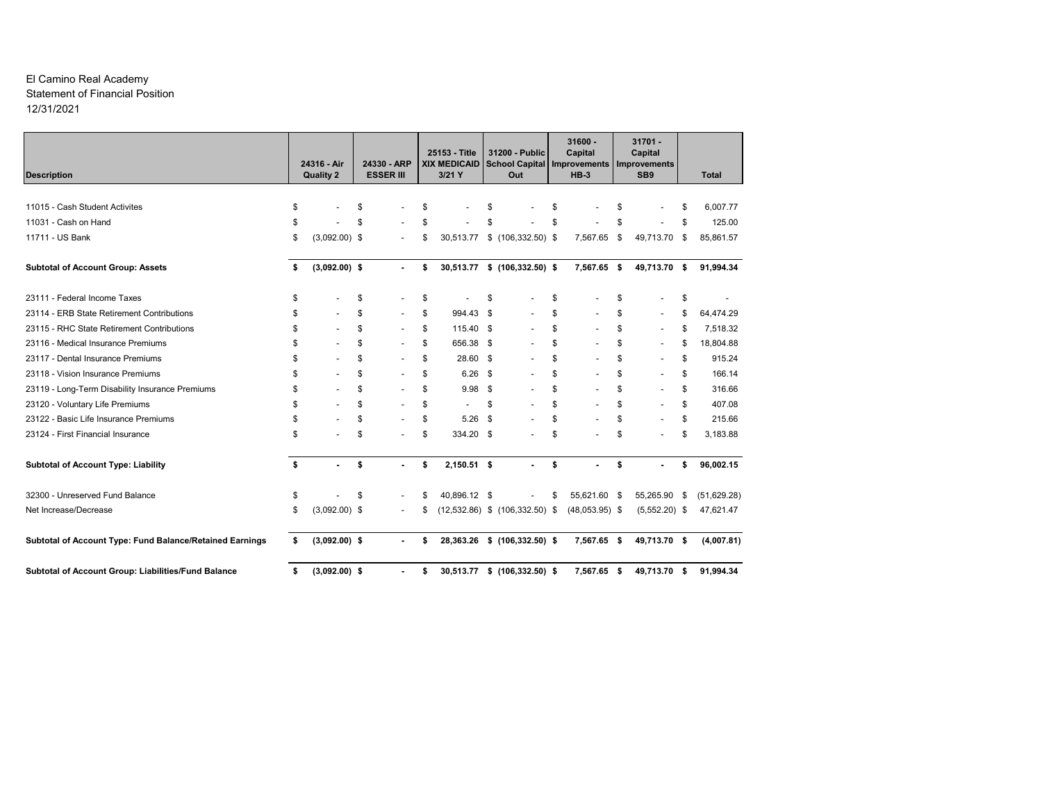El Camino Real Academy
Statement of Financial Position
12/31/2021

| Description | 24316 - Air Quality 2 | 24330 - ARP ESSER III | 25153 - Title XIX MEDICAID 3/21 Y | 31200 - Public School Capital Out | 31600 - Capital Improvements HB-3 | 31701 - Capital Improvements SB9 | Total |
|---|---|---|---|---|---|---|---|
| 11015 - Cash Student Activites | $ - | $ - | $ - | $ - | $ - | $ - | $ 6,007.77 |
| 11031 - Cash on Hand | $ - | $ - | $ - | $ - | $ - | $ - | $ 125.00 |
| 11711 - US Bank | $ (3,092.00) | $ - | $ 30,513.77 | $ (106,332.50) | $ 7,567.65 | $ 49,713.70 | $ 85,861.57 |
| **Subtotal of Account Group: Assets** | **$ (3,092.00)** | **$ -** | **$ 30,513.77** | **$ (106,332.50)** | **$ 7,567.65** | **$ 49,713.70** | **$ 91,994.34** |
| 23111 - Federal Income Taxes | $ - | $ - | $ - | $ - | $ - | $ - | $ - |
| 23114 - ERB State Retirement Contributions | $ - | $ - | $ 994.43 | $ - | $ - | $ - | $ 64,474.29 |
| 23115 - RHC State Retirement Contributions | $ - | $ - | $ 115.40 | $ - | $ - | $ - | $ 7,518.32 |
| 23116 - Medical Insurance Premiums | $ - | $ - | $ 656.38 | $ - | $ - | $ - | $ 18,804.88 |
| 23117 - Dental Insurance Premiums | $ - | $ - | $ 28.60 | $ - | $ - | $ - | $ 915.24 |
| 23118 - Vision Insurance Premiums | $ - | $ - | $ 6.26 | $ - | $ - | $ - | $ 166.14 |
| 23119 - Long-Term Disability Insurance Premiums | $ - | $ - | $ 9.98 | $ - | $ - | $ - | $ 316.66 |
| 23120 - Voluntary Life Premiums | $ - | $ - | $ - | $ - | $ - | $ - | $ 407.08 |
| 23122 - Basic Life Insurance Premiums | $ - | $ - | $ 5.26 | $ - | $ - | $ - | $ 215.66 |
| 23124 - First Financial Insurance | $ - | $ - | $ 334.20 | $ - | $ - | $ - | $ 3,183.88 |
| **Subtotal of Account Type: Liability** | **$ -** | **$ -** | **$ 2,150.51** | **$ -** | **$ -** | **$ -** | **$ 96,002.15** |
| 32300 - Unreserved Fund Balance | $ - | $ - | $ 40,896.12 | $ - | $ 55,621.60 | $ 55,265.90 | $ (51,629.28) |
| Net Increase/Decrease | $ (3,092.00) | $ - | $ (12,532.86) | $ (106,332.50) | $ (48,053.95) | $ (5,552.20) | $ 47,621.47 |
| **Subtotal of Account Type: Fund Balance/Retained Earnings** | **$ (3,092.00)** | **$ -** | **$ 28,363.26** | **$ (106,332.50)** | **$ 7,567.65** | **$ 49,713.70** | **$ (4,007.81)** |
| **Subtotal of Account Group: Liabilities/Fund Balance** | **$ (3,092.00)** | **$ -** | **$ 30,513.77** | **$ (106,332.50)** | **$ 7,567.65** | **$ 49,713.70** | **$ 91,994.34** |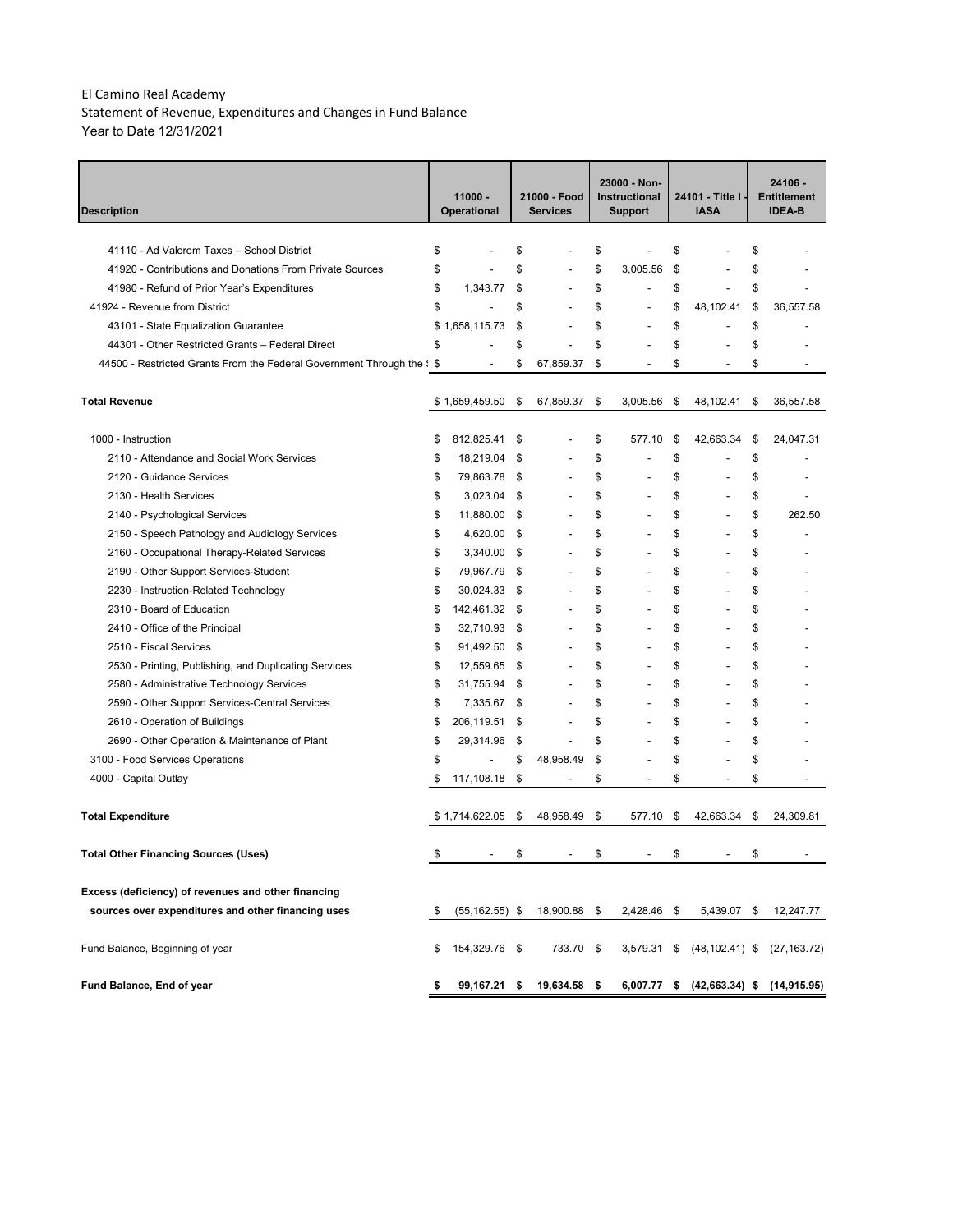El Camino Real Academy
Statement of Revenue, Expenditures and Changes in Fund Balance
Year to Date 12/31/2021

| Description | 11000 - Operational | 21000 - Food Services | 23000 - Non-Instructional Support | 24101 - Title I - IASA | 24106 - Entitlement IDEA-B |
|---|---|---|---|---|---|
| 41110 - Ad Valorem Taxes – School District | $ - | $ - | $ - | $ - | $ - |
| 41920 - Contributions and Donations From Private Sources | $ - | $ - | $ 3,005.56 | $ - | $ - |
| 41980 - Refund of Prior Year's Expenditures | $ 1,343.77 | $ - | $ - | $ - | $ - |
| 41924 - Revenue from District | $ - | $ - | $ - | $ 48,102.41 | $ 36,557.58 |
| 43101 - State Equalization Guarantee | $ 1,658,115.73 | $ - | $ - | $ - | $ - |
| 44301 - Other Restricted Grants – Federal Direct | $ - | $ - | $ - | $ - | $ - |
| 44500 - Restricted Grants From the Federal Government Through the S | $ - | $ 67,859.37 | $ - | $ - | $ - |
| **Total Revenue** | $ 1,659,459.50 | $ 67,859.37 | $ 3,005.56 | $ 48,102.41 | $ 36,557.58 |
| 1000 - Instruction | $ 812,825.41 | $ - | $ 577.10 | $ 42,663.34 | $ 24,047.31 |
| 2110 - Attendance and Social Work Services | $ 18,219.04 | $ - | $ - | $ - | $ - |
| 2120 - Guidance Services | $ 79,863.78 | $ - | $ - | $ - | $ - |
| 2130 - Health Services | $ 3,023.04 | $ - | $ - | $ - | $ - |
| 2140 - Psychological Services | $ 11,880.00 | $ - | $ - | $ - | $ 262.50 |
| 2150 - Speech Pathology and Audiology Services | $ 4,620.00 | $ - | $ - | $ - | $ - |
| 2160 - Occupational Therapy-Related Services | $ 3,340.00 | $ - | $ - | $ - | $ - |
| 2190 - Other Support Services-Student | $ 79,967.79 | $ - | $ - | $ - | $ - |
| 2230 - Instruction-Related Technology | $ 30,024.33 | $ - | $ - | $ - | $ - |
| 2310 - Board of Education | $ 142,461.32 | $ - | $ - | $ - | $ - |
| 2410 - Office of the Principal | $ 32,710.93 | $ - | $ - | $ - | $ - |
| 2510 - Fiscal Services | $ 91,492.50 | $ - | $ - | $ - | $ - |
| 2530 - Printing, Publishing, and Duplicating Services | $ 12,559.65 | $ - | $ - | $ - | $ - |
| 2580 - Administrative Technology Services | $ 31,755.94 | $ - | $ - | $ - | $ - |
| 2590 - Other Support Services-Central Services | $ 7,335.67 | $ - | $ - | $ - | $ - |
| 2610 - Operation of Buildings | $ 206,119.51 | $ - | $ - | $ - | $ - |
| 2690 - Other Operation & Maintenance of Plant | $ 29,314.96 | $ - | $ - | $ - | $ - |
| 3100 - Food Services Operations | $ - | $ 48,958.49 | $ - | $ - | $ - |
| 4000 - Capital Outlay | $ 117,108.18 | $ - | $ - | $ - | $ - |
| **Total Expenditure** | $ 1,714,622.05 | $ 48,958.49 | $ 577.10 | $ 42,663.34 | $ 24,309.81 |
| **Total Other Financing Sources (Uses)** | $ - | $ - | $ - | $ - | $ - |
| **Excess (deficiency) of revenues and other financing sources over expenditures and other financing uses** | $ (55,162.55) | $ 18,900.88 | $ 2,428.46 | $ 5,439.07 | $ 12,247.77 |
| Fund Balance, Beginning of year | $ 154,329.76 | $ 733.70 | $ 3,579.31 | $ (48,102.41) | $ (27,163.72) |
| **Fund Balance, End of year** | **$ 99,167.21** | **$ 19,634.58** | **$ 6,007.77** | **$ (42,663.34)** | **$ (14,915.95)** |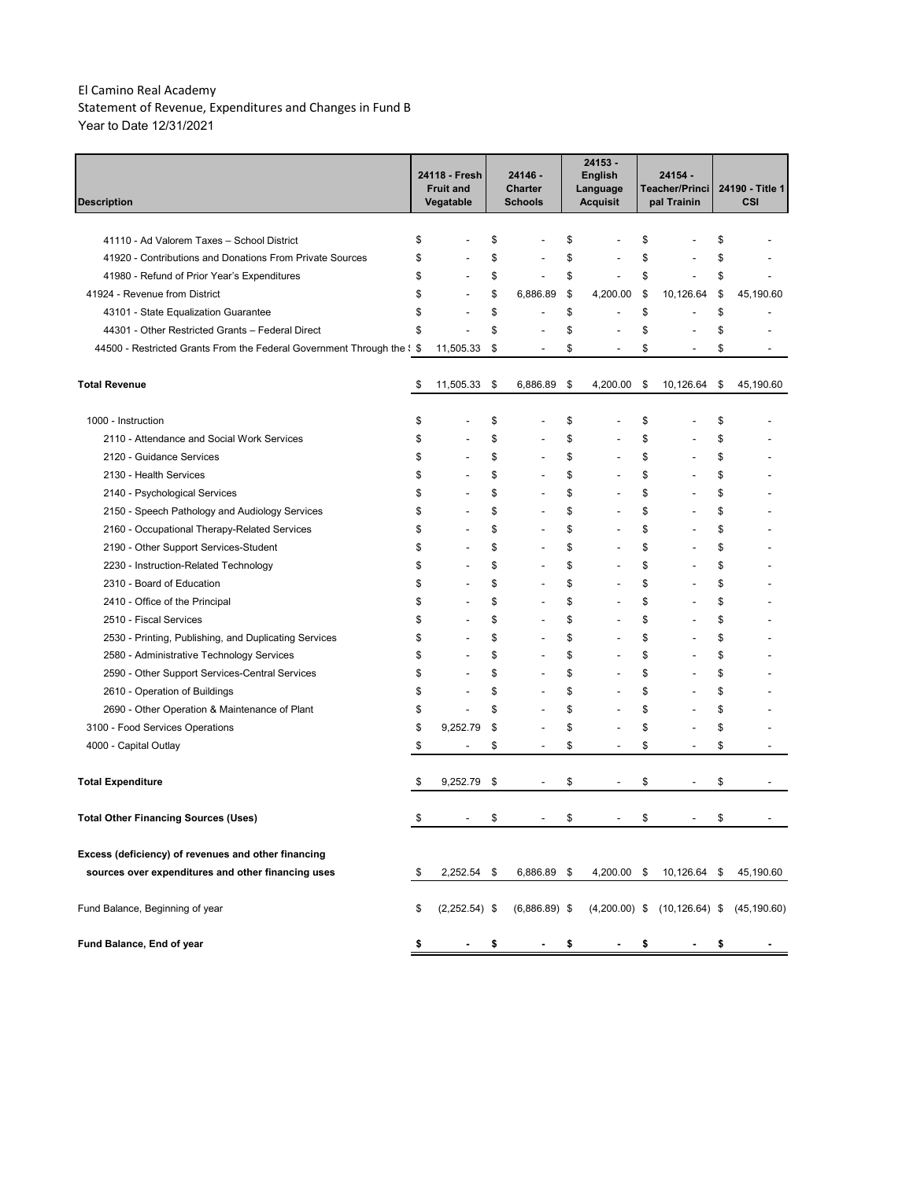El Camino Real Academy
Statement of Revenue, Expenditures and Changes in Fund B
Year to Date 12/31/2021

| Description | 24118 - Fresh Fruit and Vegatable | 24146 - Charter Schools | 24153 - English Language Acquisit | 24154 - Teacher/Principal Trainin | 24190 - Title 1 CSI |
|---|---|---|---|---|---|
| 41110 - Ad Valorem Taxes – School District | $ - | $ - | $ - | $ - | $ - |
| 41920 - Contributions and Donations From Private Sources | $ - | $ - | $ - | $ - | $ - |
| 41980 - Refund of Prior Year's Expenditures | $ - | $ - | $ - | $ - | $ - |
| 41924 - Revenue from District | $ - | $ 6,886.89 | $ 4,200.00 | $ 10,126.64 | $ 45,190.60 |
| 43101 - State Equalization Guarantee | $ - | $ - | $ - | $ - | $ - |
| 44301 - Other Restricted Grants – Federal Direct | $ - | $ - | $ - | $ - | $ - |
| 44500 - Restricted Grants From the Federal Government Through the S | $ 11,505.33 | $ - | $ - | $ - | $ - |
| **Total Revenue** | $ 11,505.33 | $ 6,886.89 | $ 4,200.00 | $ 10,126.64 | $ 45,190.60 |
| 1000 - Instruction | $ - | $ - | $ - | $ - | $ - |
| 2110 - Attendance and Social Work Services | $ - | $ - | $ - | $ - | $ - |
| 2120 - Guidance Services | $ - | $ - | $ - | $ - | $ - |
| 2130 - Health Services | $ - | $ - | $ - | $ - | $ - |
| 2140 - Psychological Services | $ - | $ - | $ - | $ - | $ - |
| 2150 - Speech Pathology and Audiology Services | $ - | $ - | $ - | $ - | $ - |
| 2160 - Occupational Therapy-Related Services | $ - | $ - | $ - | $ - | $ - |
| 2190 - Other Support Services-Student | $ - | $ - | $ - | $ - | $ - |
| 2230 - Instruction-Related Technology | $ - | $ - | $ - | $ - | $ - |
| 2310 - Board of Education | $ - | $ - | $ - | $ - | $ - |
| 2410 - Office of the Principal | $ - | $ - | $ - | $ - | $ - |
| 2510 - Fiscal Services | $ - | $ - | $ - | $ - | $ - |
| 2530 - Printing, Publishing, and Duplicating Services | $ - | $ - | $ - | $ - | $ - |
| 2580 - Administrative Technology Services | $ - | $ - | $ - | $ - | $ - |
| 2590 - Other Support Services-Central Services | $ - | $ - | $ - | $ - | $ - |
| 2610 - Operation of Buildings | $ - | $ - | $ - | $ - | $ - |
| 2690 - Other Operation & Maintenance of Plant | $ - | $ - | $ - | $ - | $ - |
| 3100 - Food Services Operations | $ 9,252.79 | $ - | $ - | $ - | $ - |
| 4000 - Capital Outlay | $ - | $ - | $ - | $ - | $ - |
| **Total Expenditure** | $ 9,252.79 | $ - | $ - | $ - | $ - |
| **Total Other Financing Sources (Uses)** | $ - | $ - | $ - | $ - | $ - |
| **Excess (deficiency) of revenues and other financing sources over expenditures and other financing uses** | $ 2,252.54 | $ 6,886.89 | $ 4,200.00 | $ 10,126.64 | $ 45,190.60 |
| Fund Balance, Beginning of year | $ (2,252.54) | $ (6,886.89) | $ (4,200.00) | $ (10,126.64) | $ (45,190.60) |
| **Fund Balance, End of year** | **$ -** | **$ -** | **$ -** | **$ -** | **$ -** |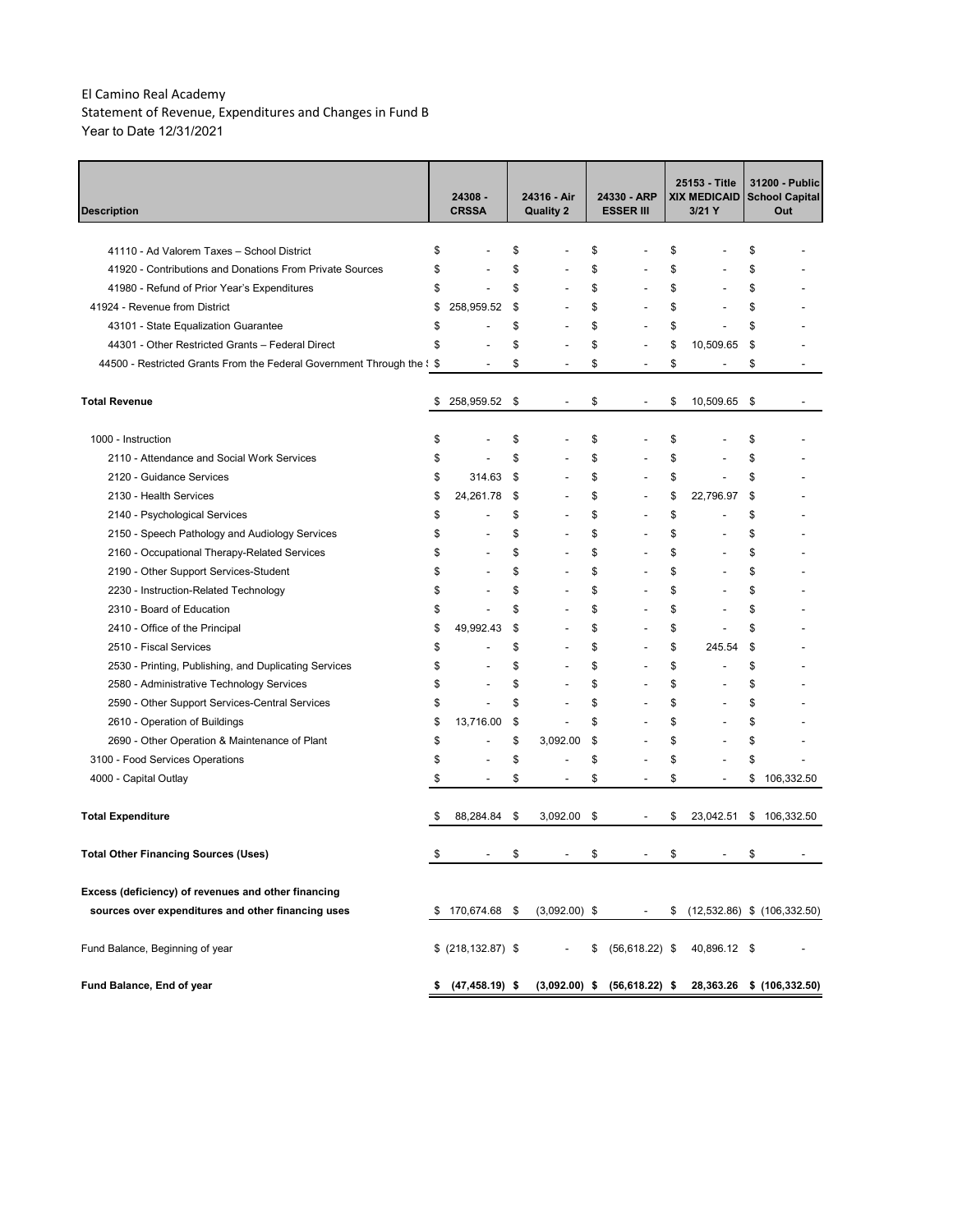El Camino Real Academy
Statement of Revenue, Expenditures and Changes in Fund B
Year to Date 12/31/2021

| Description | 24308 - CRSSA | 24316 - Air Quality 2 | 24330 - ARP ESSER III | 25153 - Title XIX MEDICAID 3/21 Y | 31200 - Public School Capital Out |
|---|---|---|---|---|---|
| 41110 - Ad Valorem Taxes – School District | $ - | $ - | $ - | $ - | $ - |
| 41920 - Contributions and Donations From Private Sources | $ - | $ - | $ - | $ - | $ - |
| 41980 - Refund of Prior Year's Expenditures | $ - | $ - | $ - | $ - | $ - |
| 41924 - Revenue from District | $ 258,959.52 | $ - | $ - | $ - | $ - |
| 43101 - State Equalization Guarantee | $ - | $ - | $ - | $ - | $ - |
| 44301 - Other Restricted Grants – Federal Direct | $ - | $ - | $ - | $ 10,509.65 | $ - |
| 44500 - Restricted Grants From the Federal Government Through the S | $ - | $ - | $ - | $ - | $ - |
| **Total Revenue** | $ 258,959.52 | $ - | $ - | $ 10,509.65 | $ - |
| 1000 - Instruction | $ - | $ - | $ - | $ - | $ - |
| 2110 - Attendance and Social Work Services | $ - | $ - | $ - | $ - | $ - |
| 2120 - Guidance Services | $ 314.63 | $ - | $ - | $ - | $ - |
| 2130 - Health Services | $ 24,261.78 | $ - | $ - | $ 22,796.97 | $ - |
| 2140 - Psychological Services | $ - | $ - | $ - | $ - | $ - |
| 2150 - Speech Pathology and Audiology Services | $ - | $ - | $ - | $ - | $ - |
| 2160 - Occupational Therapy-Related Services | $ - | $ - | $ - | $ - | $ - |
| 2190 - Other Support Services-Student | $ - | $ - | $ - | $ - | $ - |
| 2230 - Instruction-Related Technology | $ - | $ - | $ - | $ - | $ - |
| 2310 - Board of Education | $ - | $ - | $ - | $ - | $ - |
| 2410 - Office of the Principal | $ 49,992.43 | $ - | $ - | $ - | $ - |
| 2510 - Fiscal Services | $ - | $ - | $ - | $ 245.54 | $ - |
| 2530 - Printing, Publishing, and Duplicating Services | $ - | $ - | $ - | $ - | $ - |
| 2580 - Administrative Technology Services | $ - | $ - | $ - | $ - | $ - |
| 2590 - Other Support Services-Central Services | $ - | $ - | $ - | $ - | $ - |
| 2610 - Operation of Buildings | $ 13,716.00 | $ - | $ - | $ - | $ - |
| 2690 - Other Operation & Maintenance of Plant | $ - | $ 3,092.00 | $ - | $ - | $ - |
| 3100 - Food Services Operations | $ - | $ - | $ - | $ - | $ - |
| 4000 - Capital Outlay | $ - | $ - | $ - | $ - | $ 106,332.50 |
| **Total Expenditure** | $ 88,284.84 | $ 3,092.00 | $ - | $ 23,042.51 | $ 106,332.50 |
| **Total Other Financing Sources (Uses)** | $ - | $ - | $ - | $ - | $ - |
| **Excess (deficiency) of revenues and other financing sources over expenditures and other financing uses** | $ 170,674.68 | $ (3,092.00) | $ - | $ (12,532.86) | $ (106,332.50) |
| Fund Balance, Beginning of year | $ (218,132.87) | $ - | $ (56,618.22) | $ 40,896.12 | $ - |
| **Fund Balance, End of year** | **$ (47,458.19)** | **$ (3,092.00)** | **$ (56,618.22)** | **$ 28,363.26** | **$ (106,332.50)** |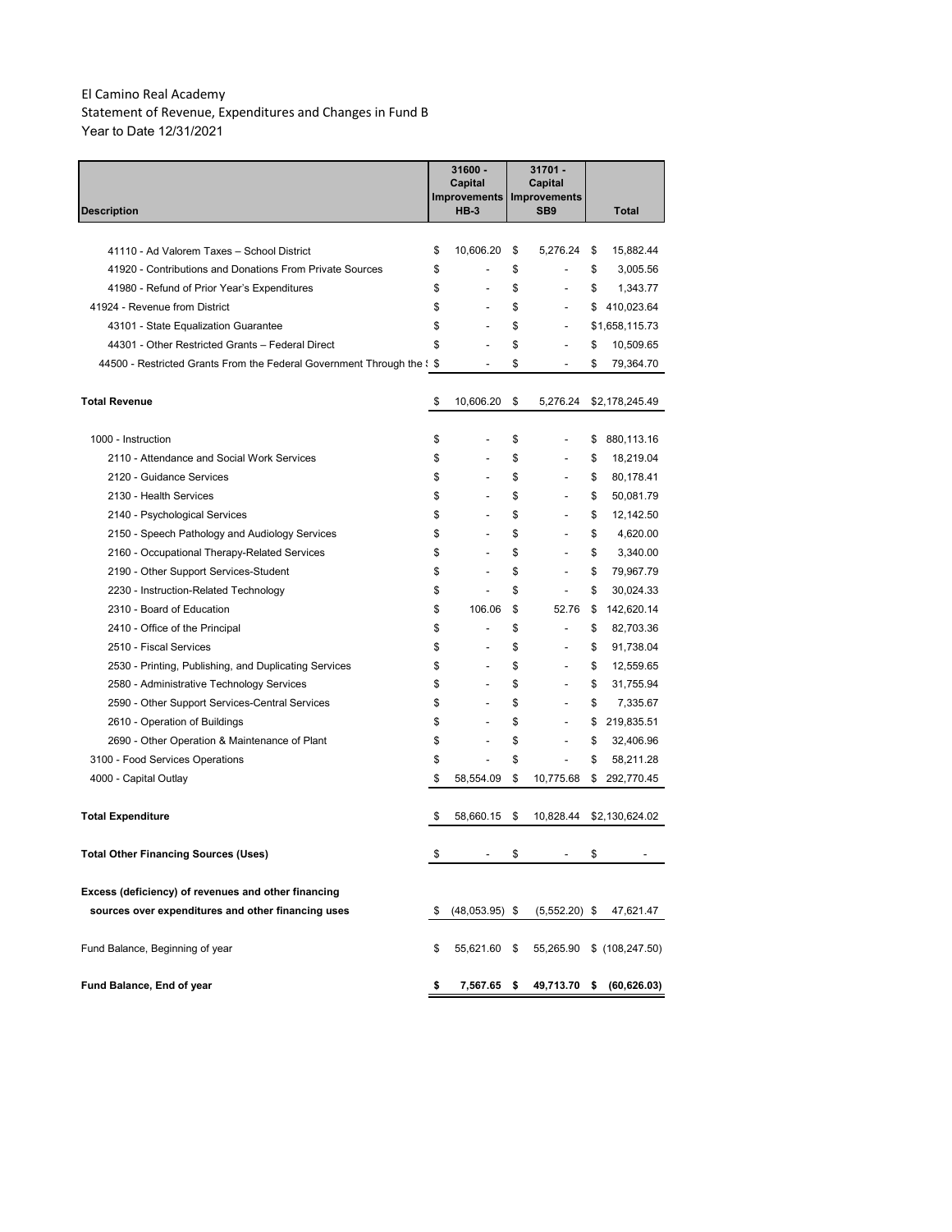El Camino Real Academy
Statement of Revenue, Expenditures and Changes in Fund B
Year to Date 12/31/2021

| Description | 31600 - Capital Improvements HB-3 | 31701 - Capital Improvements SB9 | Total |
|---|---|---|---|
| 41110 - Ad Valorem Taxes – School District | $ 10,606.20 | $ 5,276.24 | $ 15,882.44 |
| 41920 - Contributions and Donations From Private Sources | $ - | $ - | $ 3,005.56 |
| 41980 - Refund of Prior Year's Expenditures | $ - | $ - | $ 1,343.77 |
| 41924 - Revenue from District | $ - | $ - | $ 410,023.64 |
| 43101 - State Equalization Guarantee | $ - | $ - | $1,658,115.73 |
| 44301 - Other Restricted Grants – Federal Direct | $ - | $ - | $ 10,509.65 |
| 44500 - Restricted Grants From the Federal Government Through the S | $ - | $ - | $ 79,364.70 |
| **Total Revenue** | $ 10,606.20 | $ 5,276.24 | $2,178,245.49 |
| 1000 - Instruction | $ - | $ - | $ 880,113.16 |
| 2110 - Attendance and Social Work Services | $ - | $ - | $ 18,219.04 |
| 2120 - Guidance Services | $ - | $ - | $ 80,178.41 |
| 2130 - Health Services | $ - | $ - | $ 50,081.79 |
| 2140 - Psychological Services | $ - | $ - | $ 12,142.50 |
| 2150 - Speech Pathology and Audiology Services | $ - | $ - | $ 4,620.00 |
| 2160 - Occupational Therapy-Related Services | $ - | $ - | $ 3,340.00 |
| 2190 - Other Support Services-Student | $ - | $ - | $ 79,967.79 |
| 2230 - Instruction-Related Technology | $ - | $ - | $ 30,024.33 |
| 2310 - Board of Education | $ 106.06 | $ 52.76 | $ 142,620.14 |
| 2410 - Office of the Principal | $ - | $ - | $ 82,703.36 |
| 2510 - Fiscal Services | $ - | $ - | $ 91,738.04 |
| 2530 - Printing, Publishing, and Duplicating Services | $ - | $ - | $ 12,559.65 |
| 2580 - Administrative Technology Services | $ - | $ - | $ 31,755.94 |
| 2590 - Other Support Services-Central Services | $ - | $ - | $ 7,335.67 |
| 2610 - Operation of Buildings | $ - | $ - | $ 219,835.51 |
| 2690 - Other Operation & Maintenance of Plant | $ - | $ - | $ 32,406.96 |
| 3100 - Food Services Operations | $ - | $ - | $ 58,211.28 |
| 4000 - Capital Outlay | $ 58,554.09 | $ 10,775.68 | $ 292,770.45 |
| **Total Expenditure** | $ 58,660.15 | $ 10,828.44 | $2,130,624.02 |
| **Total Other Financing Sources (Uses)** | $ - | $ - | $ - |
| **Excess (deficiency) of revenues and other financing sources over expenditures and other financing uses** | $ (48,053.95) | $ (5,552.20) | $ 47,621.47 |
| Fund Balance, Beginning of year | $ 55,621.60 | $ 55,265.90 | $ (108,247.50) |
| **Fund Balance, End of year** | **$ 7,567.65** | **$ 49,713.70** | **$ (60,626.03)** |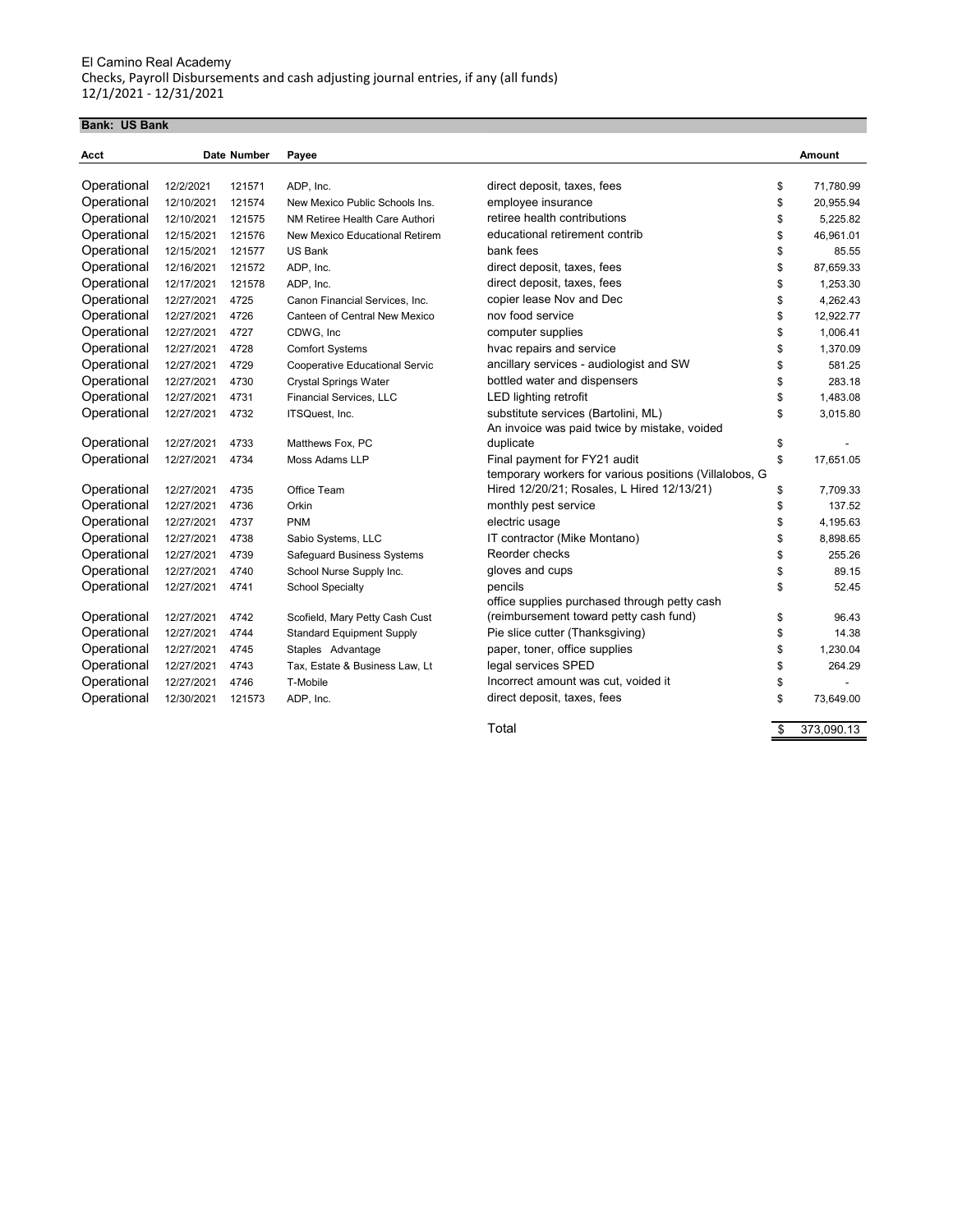El Camino Real Academy
Checks, Payroll Disbursements and cash adjusting journal entries, if any (all funds)
12/1/2021 - 12/31/2021

**Bank: US Bank**

| Acct | Date | Number | Payee | | Amount |
|---|---|---|---|---|---|
| Operational | 12/2/2021 | 121571 | ADP, Inc. | direct deposit, taxes, fees | $ 71,780.99 |
| Operational | 12/10/2021 | 121574 | New Mexico Public Schools Ins. | employee insurance | $ 20,955.94 |
| Operational | 12/10/2021 | 121575 | NM Retiree Health Care Authori | retiree health contributions | $ 5,225.82 |
| Operational | 12/15/2021 | 121576 | New Mexico Educational Retirem | educational retirement contrib | $ 46,961.01 |
| Operational | 12/15/2021 | 121577 | US Bank | bank fees | $ 85.55 |
| Operational | 12/16/2021 | 121572 | ADP, Inc. | direct deposit, taxes, fees | $ 87,659.33 |
| Operational | 12/17/2021 | 121578 | ADP, Inc. | direct deposit, taxes, fees | $ 1,253.30 |
| Operational | 12/27/2021 | 4725 | Canon Financial Services, Inc. | copier lease Nov and Dec | $ 4,262.43 |
| Operational | 12/27/2021 | 4726 | Canteen of Central New Mexico | nov food service | $ 12,922.77 |
| Operational | 12/27/2021 | 4727 | CDWG, Inc | computer supplies | $ 1,006.41 |
| Operational | 12/27/2021 | 4728 | Comfort Systems | hvac repairs and service | $ 1,370.09 |
| Operational | 12/27/2021 | 4729 | Cooperative Educational Servic | ancillary services - audiologist and SW | $ 581.25 |
| Operational | 12/27/2021 | 4730 | Crystal Springs Water | bottled water and dispensers | $ 283.18 |
| Operational | 12/27/2021 | 4731 | Financial Services, LLC | LED lighting retrofit | $ 1,483.08 |
| Operational | 12/27/2021 | 4732 | ITSQuest, Inc. | substitute services (Bartolini, ML) | $ 3,015.80 |
| Operational | 12/27/2021 | 4733 | Matthews Fox, PC | An invoice was paid twice by mistake, voided duplicate | $ - |
| Operational | 12/27/2021 | 4734 | Moss Adams LLP | Final payment for FY21 audit | $ 17,651.05 |
| Operational | 12/27/2021 | 4735 | Office Team | temporary workers for various positions (Villalobos, G Hired 12/20/21; Rosales, L Hired 12/13/21) | $ 7,709.33 |
| Operational | 12/27/2021 | 4736 | Orkin | monthly pest service | $ 137.52 |
| Operational | 12/27/2021 | 4737 | PNM | electric usage | $ 4,195.63 |
| Operational | 12/27/2021 | 4738 | Sabio Systems, LLC | IT contractor (Mike Montano) | $ 8,898.65 |
| Operational | 12/27/2021 | 4739 | Safeguard Business Systems | Reorder checks | $ 255.26 |
| Operational | 12/27/2021 | 4740 | School Nurse Supply Inc. | gloves and cups | $ 89.15 |
| Operational | 12/27/2021 | 4741 | School Specialty | pencils | $ 52.45 |
| Operational | 12/27/2021 | 4742 | Scofield, Mary Petty Cash Cust | office supplies purchased through petty cash (reimbursement toward petty cash fund) | $ 96.43 |
| Operational | 12/27/2021 | 4744 | Standard Equipment Supply | Pie slice cutter (Thanksgiving) | $ 14.38 |
| Operational | 12/27/2021 | 4745 | Staples Advantage | paper, toner, office supplies | $ 1,230.04 |
| Operational | 12/27/2021 | 4743 | Tax, Estate & Business Law, Lt | legal services SPED | $ 264.29 |
| Operational | 12/27/2021 | 4746 | T-Mobile | Incorrect amount was cut, voided it | $ - |
| Operational | 12/30/2021 | 121573 | ADP, Inc. | direct deposit, taxes, fees | $ 73,649.00 |
| | | | | Total | $ 373,090.13 |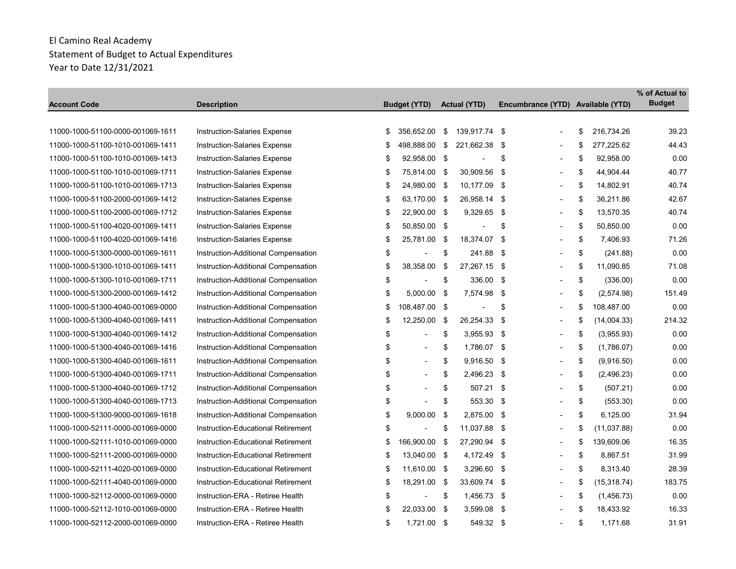El Camino Real Academy
Statement of Budget to Actual Expenditures
Year to Date 12/31/2021

| Account Code | Description | Budget (YTD) | Actual (YTD) | Encumbrance (YTD) | Available (YTD) | % of Actual to Budget |
|---|---|---|---|---|---|---|
| 11000-1000-51100-0000-001069-1611 | Instruction-Salaries Expense | $ 356,652.00 | $ 139,917.74 | $ - | $ 216,734.26 | 39.23 |
| 11000-1000-51100-1010-001069-1411 | Instruction-Salaries Expense | $ 498,888.00 | $ 221,662.38 | $ - | $ 277,225.62 | 44.43 |
| 11000-1000-51100-1010-001069-1413 | Instruction-Salaries Expense | $ 92,958.00 | $ - | $ - | $ 92,958.00 | 0.00 |
| 11000-1000-51100-1010-001069-1711 | Instruction-Salaries Expense | $ 75,814.00 | $ 30,909.56 | $ - | $ 44,904.44 | 40.77 |
| 11000-1000-51100-1010-001069-1713 | Instruction-Salaries Expense | $ 24,980.00 | $ 10,177.09 | $ - | $ 14,802.91 | 40.74 |
| 11000-1000-51100-2000-001069-1412 | Instruction-Salaries Expense | $ 63,170.00 | $ 26,958.14 | $ - | $ 36,211.86 | 42.67 |
| 11000-1000-51100-2000-001069-1712 | Instruction-Salaries Expense | $ 22,900.00 | $ 9,329.65 | $ - | $ 13,570.35 | 40.74 |
| 11000-1000-51100-4020-001069-1411 | Instruction-Salaries Expense | $ 50,850.00 | $ - | $ - | $ 50,850.00 | 0.00 |
| 11000-1000-51100-4020-001069-1416 | Instruction-Salaries Expense | $ 25,781.00 | $ 18,374.07 | $ - | $ 7,406.93 | 71.26 |
| 11000-1000-51300-0000-001069-1611 | Instruction-Additional Compensation | $ - | $ 241.88 | $ - | $ (241.88) | 0.00 |
| 11000-1000-51300-1010-001069-1411 | Instruction-Additional Compensation | $ 38,358.00 | $ 27,267.15 | $ - | $ 11,090.85 | 71.08 |
| 11000-1000-51300-1010-001069-1711 | Instruction-Additional Compensation | $ - | $ 336.00 | $ - | $ (336.00) | 0.00 |
| 11000-1000-51300-2000-001069-1412 | Instruction-Additional Compensation | $ 5,000.00 | $ 7,574.98 | $ - | $ (2,574.98) | 151.49 |
| 11000-1000-51300-4040-001069-0000 | Instruction-Additional Compensation | $ 108,487.00 | $ - | $ - | $ 108,487.00 | 0.00 |
| 11000-1000-51300-4040-001069-1411 | Instruction-Additional Compensation | $ 12,250.00 | $ 26,254.33 | $ - | $ (14,004.33) | 214.32 |
| 11000-1000-51300-4040-001069-1412 | Instruction-Additional Compensation | $ - | $ 3,955.93 | $ - | $ (3,955.93) | 0.00 |
| 11000-1000-51300-4040-001069-1416 | Instruction-Additional Compensation | $ - | $ 1,786.07 | $ - | $ (1,786.07) | 0.00 |
| 11000-1000-51300-4040-001069-1611 | Instruction-Additional Compensation | $ - | $ 9,916.50 | $ - | $ (9,916.50) | 0.00 |
| 11000-1000-51300-4040-001069-1711 | Instruction-Additional Compensation | $ - | $ 2,496.23 | $ - | $ (2,496.23) | 0.00 |
| 11000-1000-51300-4040-001069-1712 | Instruction-Additional Compensation | $ - | $ 507.21 | $ - | $ (507.21) | 0.00 |
| 11000-1000-51300-4040-001069-1713 | Instruction-Additional Compensation | $ - | $ 553.30 | $ - | $ (553.30) | 0.00 |
| 11000-1000-51300-9000-001069-1618 | Instruction-Additional Compensation | $ 9,000.00 | $ 2,875.00 | $ - | $ 6,125.00 | 31.94 |
| 11000-1000-52111-0000-001069-0000 | Instruction-Educational Retirement | $ - | $ 11,037.88 | $ - | $ (11,037.88) | 0.00 |
| 11000-1000-52111-1010-001069-0000 | Instruction-Educational Retirement | $ 166,900.00 | $ 27,290.94 | $ - | $ 139,609.06 | 16.35 |
| 11000-1000-52111-2000-001069-0000 | Instruction-Educational Retirement | $ 13,040.00 | $ 4,172.49 | $ - | $ 8,867.51 | 31.99 |
| 11000-1000-52111-4020-001069-0000 | Instruction-Educational Retirement | $ 11,610.00 | $ 3,296.60 | $ - | $ 8,313.40 | 28.39 |
| 11000-1000-52111-4040-001069-0000 | Instruction-Educational Retirement | $ 18,291.00 | $ 33,609.74 | $ - | $ (15,318.74) | 183.75 |
| 11000-1000-52112-0000-001069-0000 | Instruction-ERA - Retiree Health | $ - | $ 1,456.73 | $ - | $ (1,456.73) | 0.00 |
| 11000-1000-52112-1010-001069-0000 | Instruction-ERA - Retiree Health | $ 22,033.00 | $ 3,599.08 | $ - | $ 18,433.92 | 16.33 |
| 11000-1000-52112-2000-001069-0000 | Instruction-ERA - Retiree Health | $ 1,721.00 | $ 549.32 | $ - | $ 1,171.68 | 31.91 |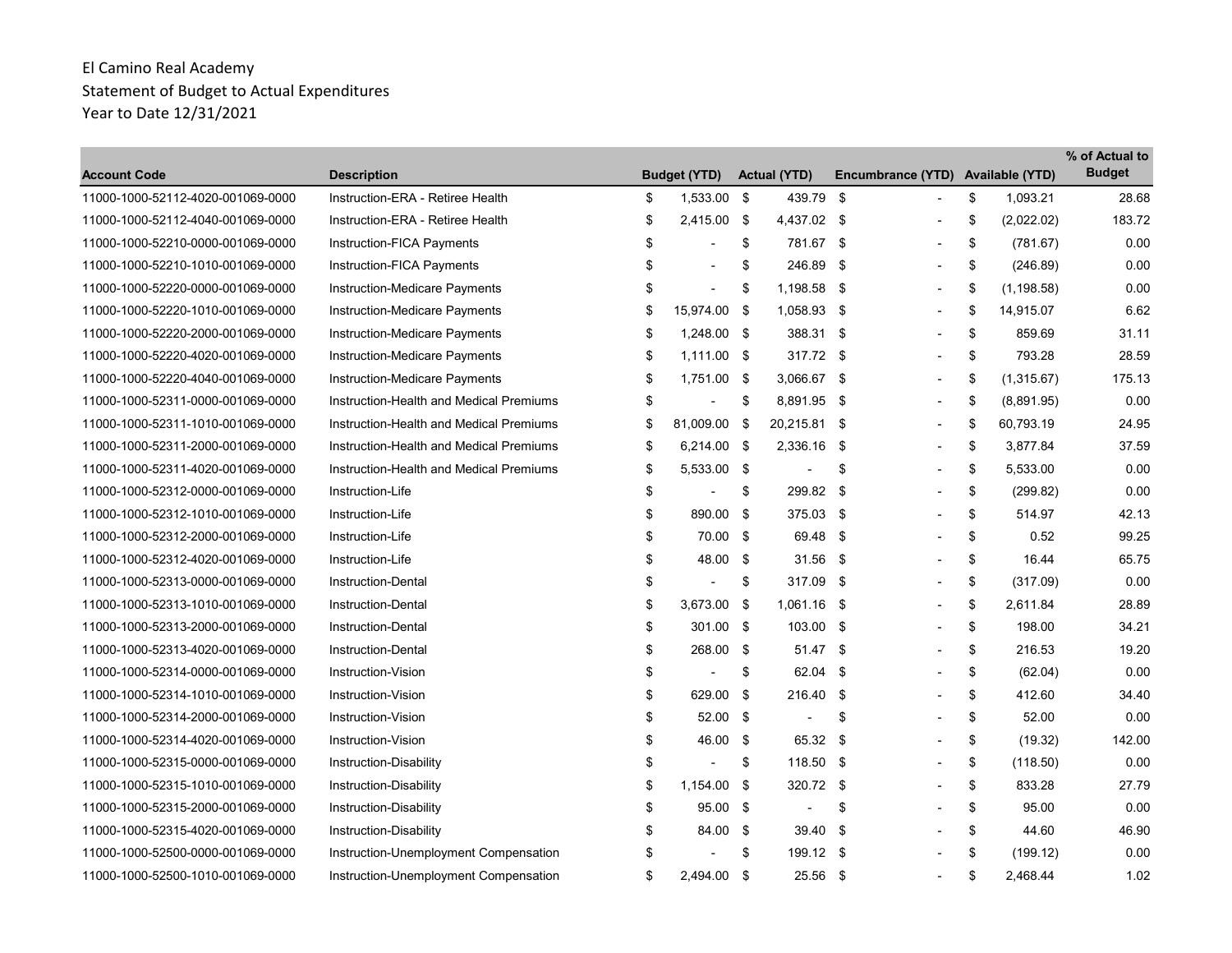El Camino Real Academy
Statement of Budget to Actual Expenditures
Year to Date 12/31/2021

| Account Code | Description | Budget (YTD) | Actual (YTD) | Encumbrance (YTD) | Available (YTD) | % of Actual to Budget |
|---|---|---|---|---|---|---|
| 11000-1000-52112-4020-001069-0000 | Instruction-ERA - Retiree Health | $ 1,533.00 | $ 439.79 | $ - | $ 1,093.21 | 28.68 |
| 11000-1000-52112-4040-001069-0000 | Instruction-ERA - Retiree Health | $ 2,415.00 | $ 4,437.02 | $ - | $ (2,022.02) | 183.72 |
| 11000-1000-52210-0000-001069-0000 | Instruction-FICA Payments | $ - | $ 781.67 | $ - | $ (781.67) | 0.00 |
| 11000-1000-52210-1010-001069-0000 | Instruction-FICA Payments | $ - | $ 246.89 | $ - | $ (246.89) | 0.00 |
| 11000-1000-52220-0000-001069-0000 | Instruction-Medicare Payments | $ - | $ 1,198.58 | $ - | $ (1,198.58) | 0.00 |
| 11000-1000-52220-1010-001069-0000 | Instruction-Medicare Payments | $ 15,974.00 | $ 1,058.93 | $ - | $ 14,915.07 | 6.62 |
| 11000-1000-52220-2000-001069-0000 | Instruction-Medicare Payments | $ 1,248.00 | $ 388.31 | $ - | $ 859.69 | 31.11 |
| 11000-1000-52220-4020-001069-0000 | Instruction-Medicare Payments | $ 1,111.00 | $ 317.72 | $ - | $ 793.28 | 28.59 |
| 11000-1000-52220-4040-001069-0000 | Instruction-Medicare Payments | $ 1,751.00 | $ 3,066.67 | $ - | $ (1,315.67) | 175.13 |
| 11000-1000-52311-0000-001069-0000 | Instruction-Health and Medical Premiums | $ - | $ 8,891.95 | $ - | $ (8,891.95) | 0.00 |
| 11000-1000-52311-1010-001069-0000 | Instruction-Health and Medical Premiums | $ 81,009.00 | $ 20,215.81 | $ - | $ 60,793.19 | 24.95 |
| 11000-1000-52311-2000-001069-0000 | Instruction-Health and Medical Premiums | $ 6,214.00 | $ 2,336.16 | $ - | $ 3,877.84 | 37.59 |
| 11000-1000-52311-4020-001069-0000 | Instruction-Health and Medical Premiums | $ 5,533.00 | $ - | $ - | $ 5,533.00 | 0.00 |
| 11000-1000-52312-0000-001069-0000 | Instruction-Life | $ - | $ 299.82 | $ - | $ (299.82) | 0.00 |
| 11000-1000-52312-1010-001069-0000 | Instruction-Life | $ 890.00 | $ 375.03 | $ - | $ 514.97 | 42.13 |
| 11000-1000-52312-2000-001069-0000 | Instruction-Life | $ 70.00 | $ 69.48 | $ - | $ 0.52 | 99.25 |
| 11000-1000-52312-4020-001069-0000 | Instruction-Life | $ 48.00 | $ 31.56 | $ - | $ 16.44 | 65.75 |
| 11000-1000-52313-0000-001069-0000 | Instruction-Dental | $ - | $ 317.09 | $ - | $ (317.09) | 0.00 |
| 11000-1000-52313-1010-001069-0000 | Instruction-Dental | $ 3,673.00 | $ 1,061.16 | $ - | $ 2,611.84 | 28.89 |
| 11000-1000-52313-2000-001069-0000 | Instruction-Dental | $ 301.00 | $ 103.00 | $ - | $ 198.00 | 34.21 |
| 11000-1000-52313-4020-001069-0000 | Instruction-Dental | $ 268.00 | $ 51.47 | $ - | $ 216.53 | 19.20 |
| 11000-1000-52314-0000-001069-0000 | Instruction-Vision | $ - | $ 62.04 | $ - | $ (62.04) | 0.00 |
| 11000-1000-52314-1010-001069-0000 | Instruction-Vision | $ 629.00 | $ 216.40 | $ - | $ 412.60 | 34.40 |
| 11000-1000-52314-2000-001069-0000 | Instruction-Vision | $ 52.00 | $ - | $ - | $ 52.00 | 0.00 |
| 11000-1000-52314-4020-001069-0000 | Instruction-Vision | $ 46.00 | $ 65.32 | $ - | $ (19.32) | 142.00 |
| 11000-1000-52315-0000-001069-0000 | Instruction-Disability | $ - | $ 118.50 | $ - | $ (118.50) | 0.00 |
| 11000-1000-52315-1010-001069-0000 | Instruction-Disability | $ 1,154.00 | $ 320.72 | $ - | $ 833.28 | 27.79 |
| 11000-1000-52315-2000-001069-0000 | Instruction-Disability | $ 95.00 | $ - | $ - | $ 95.00 | 0.00 |
| 11000-1000-52315-4020-001069-0000 | Instruction-Disability | $ 84.00 | $ 39.40 | $ - | $ 44.60 | 46.90 |
| 11000-1000-52500-0000-001069-0000 | Instruction-Unemployment Compensation | $ - | $ 199.12 | $ - | $ (199.12) | 0.00 |
| 11000-1000-52500-1010-001069-0000 | Instruction-Unemployment Compensation | $ 2,494.00 | $ 25.56 | $ - | $ 2,468.44 | 1.02 |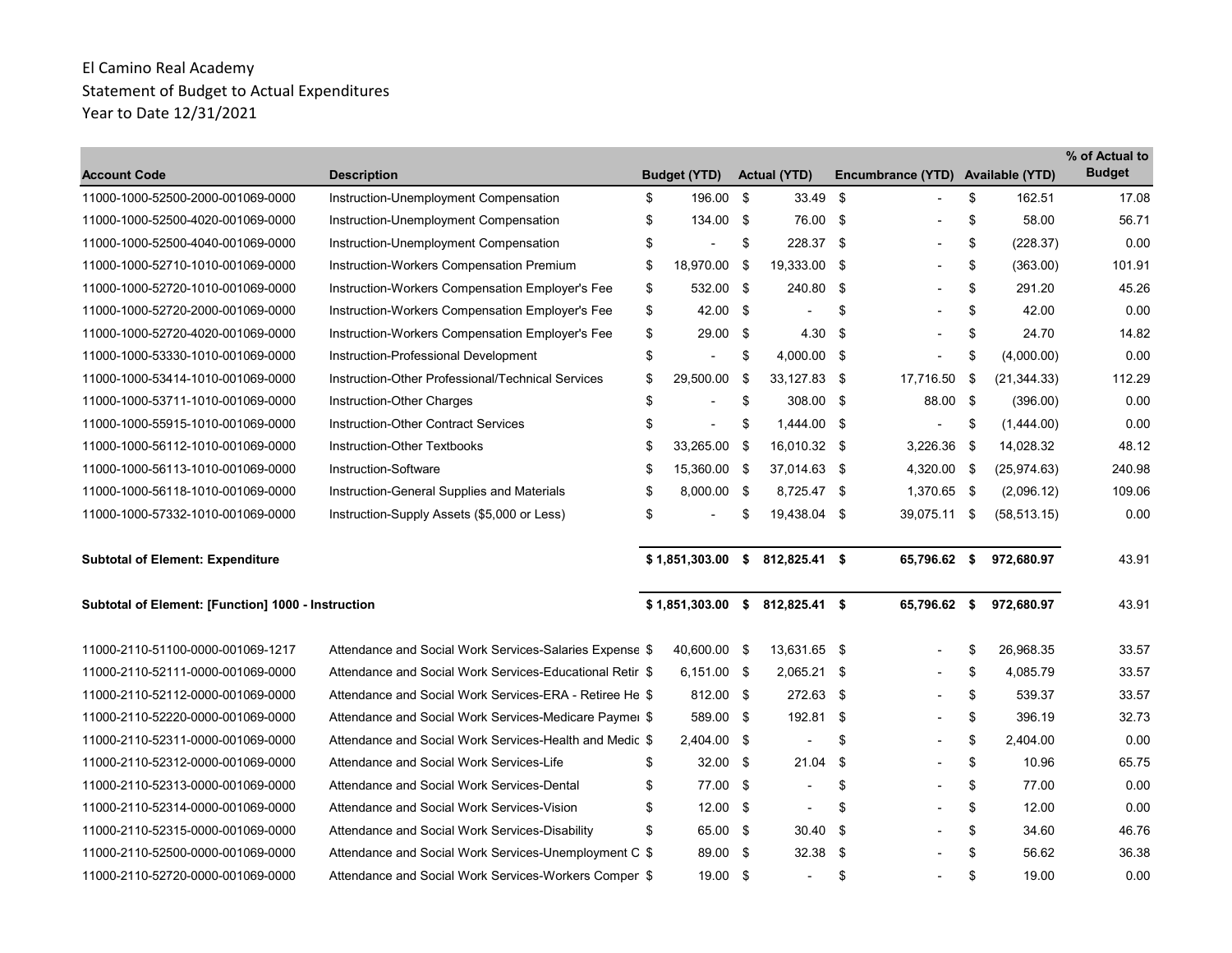El Camino Real Academy
Statement of Budget to Actual Expenditures
Year to Date 12/31/2021

| Account Code | Description | Budget (YTD) | Actual (YTD) | Encumbrance (YTD) | Available (YTD) | % of Actual to Budget |
|---|---|---|---|---|---|---|
| 11000-1000-52500-2000-001069-0000 | Instruction-Unemployment Compensation | $ 196.00 | $ 33.49 | $ - | $ 162.51 | 17.08 |
| 11000-1000-52500-4020-001069-0000 | Instruction-Unemployment Compensation | $ 134.00 | $ 76.00 | $ - | $ 58.00 | 56.71 |
| 11000-1000-52500-4040-001069-0000 | Instruction-Unemployment Compensation | $ - | $ 228.37 | $ - | $ (228.37) | 0.00 |
| 11000-1000-52710-1010-001069-0000 | Instruction-Workers Compensation Premium | $ 18,970.00 | $ 19,333.00 | $ - | $ (363.00) | 101.91 |
| 11000-1000-52720-1010-001069-0000 | Instruction-Workers Compensation Employer's Fee | $ 532.00 | $ 240.80 | $ - | $ 291.20 | 45.26 |
| 11000-1000-52720-2000-001069-0000 | Instruction-Workers Compensation Employer's Fee | $ 42.00 | $ - | $ - | $ 42.00 | 0.00 |
| 11000-1000-52720-4020-001069-0000 | Instruction-Workers Compensation Employer's Fee | $ 29.00 | $ 4.30 | $ - | $ 24.70 | 14.82 |
| 11000-1000-53330-1010-001069-0000 | Instruction-Professional Development | $ - | $ 4,000.00 | $ - | $ (4,000.00) | 0.00 |
| 11000-1000-53414-1010-001069-0000 | Instruction-Other Professional/Technical Services | $ 29,500.00 | $ 33,127.83 | $ 17,716.50 | $ (21,344.33) | 112.29 |
| 11000-1000-53711-1010-001069-0000 | Instruction-Other Charges | $ - | $ 308.00 | $ 88.00 | $ (396.00) | 0.00 |
| 11000-1000-55915-1010-001069-0000 | Instruction-Other Contract Services | $ - | $ 1,444.00 | $ - | $ (1,444.00) | 0.00 |
| 11000-1000-56112-1010-001069-0000 | Instruction-Other Textbooks | $ 33,265.00 | $ 16,010.32 | $ 3,226.36 | $ 14,028.32 | 48.12 |
| 11000-1000-56113-1010-001069-0000 | Instruction-Software | $ 15,360.00 | $ 37,014.63 | $ 4,320.00 | $ (25,974.63) | 240.98 |
| 11000-1000-56118-1010-001069-0000 | Instruction-General Supplies and Materials | $ 8,000.00 | $ 8,725.47 | $ 1,370.65 | $ (2,096.12) | 109.06 |
| 11000-1000-57332-1010-001069-0000 | Instruction-Supply Assets ($5,000 or Less) | $ - | $ 19,438.04 | $ 39,075.11 | $ (58,513.15) | 0.00 |
| **Subtotal of Element: Expenditure** | | **$ 1,851,303.00** | **$ 812,825.41** | **$ 65,796.62** | **$ 972,680.97** | 43.91 |
| **Subtotal of Element: [Function] 1000 - Instruction** | | **$ 1,851,303.00** | **$ 812,825.41** | **$ 65,796.62** | **$ 972,680.97** | 43.91 |
| 11000-2110-51100-0000-001069-1217 | Attendance and Social Work Services-Salaries Expense | $ 40,600.00 | $ 13,631.65 | $ - | $ 26,968.35 | 33.57 |
| 11000-2110-52111-0000-001069-0000 | Attendance and Social Work Services-Educational Retir | $ 6,151.00 | $ 2,065.21 | $ - | $ 4,085.79 | 33.57 |
| 11000-2110-52112-0000-001069-0000 | Attendance and Social Work Services-ERA - Retiree He | $ 812.00 | $ 272.63 | $ - | $ 539.37 | 33.57 |
| 11000-2110-52220-0000-001069-0000 | Attendance and Social Work Services-Medicare Paymei | $ 589.00 | $ 192.81 | $ - | $ 396.19 | 32.73 |
| 11000-2110-52311-0000-001069-0000 | Attendance and Social Work Services-Health and Medic | $ 2,404.00 | $ - | $ - | $ 2,404.00 | 0.00 |
| 11000-2110-52312-0000-001069-0000 | Attendance and Social Work Services-Life | $ 32.00 | $ 21.04 | $ - | $ 10.96 | 65.75 |
| 11000-2110-52313-0000-001069-0000 | Attendance and Social Work Services-Dental | $ 77.00 | $ - | $ - | $ 77.00 | 0.00 |
| 11000-2110-52314-0000-001069-0000 | Attendance and Social Work Services-Vision | $ 12.00 | $ - | $ - | $ 12.00 | 0.00 |
| 11000-2110-52315-0000-001069-0000 | Attendance and Social Work Services-Disability | $ 65.00 | $ 30.40 | $ - | $ 34.60 | 46.76 |
| 11000-2110-52500-0000-001069-0000 | Attendance and Social Work Services-Unemployment C | $ 89.00 | $ 32.38 | $ - | $ 56.62 | 36.38 |
| 11000-2110-52720-0000-001069-0000 | Attendance and Social Work Services-Workers Comper | $ 19.00 | $ - | $ - | $ 19.00 | 0.00 |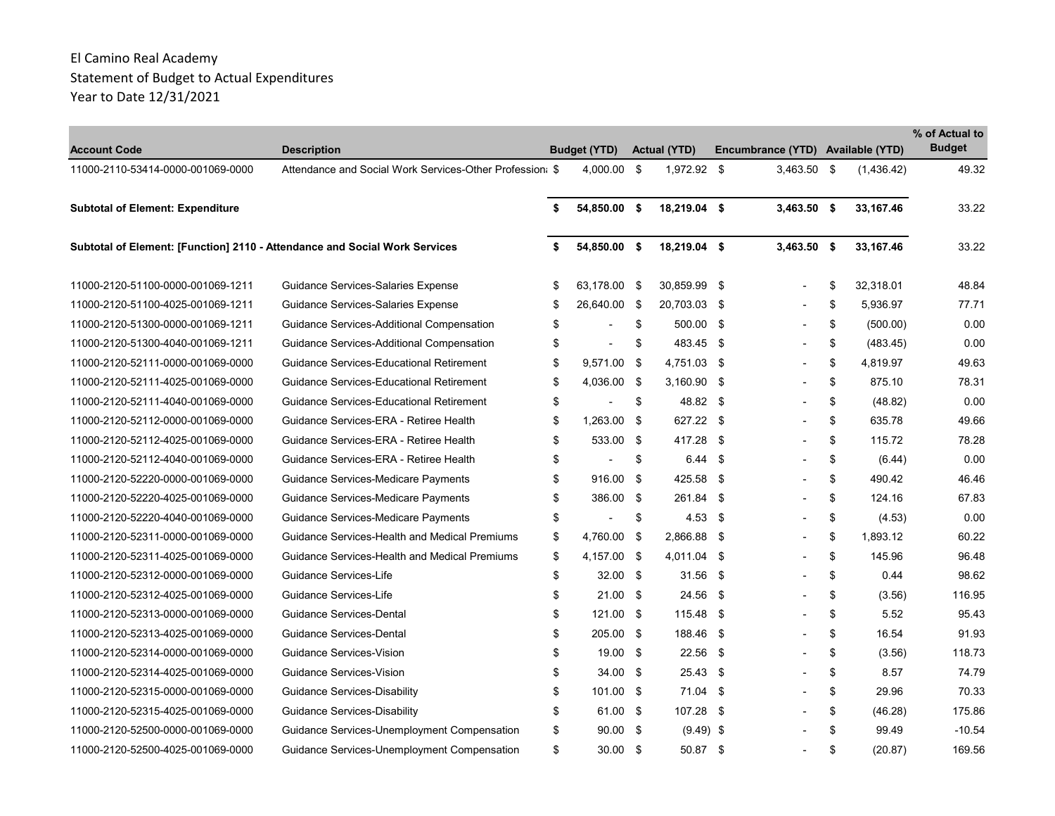El Camino Real Academy
Statement of Budget to Actual Expenditures
Year to Date 12/31/2021

| Account Code | Description | Budget (YTD) | Actual (YTD) | Encumbrance (YTD) | Available (YTD) | % of Actual to Budget |
|---|---|---|---|---|---|---|
| 11000-2110-53414-0000-001069-0000 | Attendance and Social Work Services-Other Professiona | $ 4,000.00 | $ 1,972.92 | $ 3,463.50 | $ (1,436.42) | 49.32 |
| **Subtotal of Element: Expenditure** | | **$ 54,850.00** | **$ 18,219.04** | **$ 3,463.50** | **$ 33,167.46** | 33.22 |
| **Subtotal of Element: [Function] 2110 - Attendance and Social Work Services** | | **$ 54,850.00** | **$ 18,219.04** | **$ 3,463.50** | **$ 33,167.46** | 33.22 |
| 11000-2120-51100-0000-001069-1211 | Guidance Services-Salaries Expense | $ 63,178.00 | $ 30,859.99 | $ - | $ 32,318.01 | 48.84 |
| 11000-2120-51100-4025-001069-1211 | Guidance Services-Salaries Expense | $ 26,640.00 | $ 20,703.03 | $ - | $ 5,936.97 | 77.71 |
| 11000-2120-51300-0000-001069-1211 | Guidance Services-Additional Compensation | $ - | $ 500.00 | $ - | $ (500.00) | 0.00 |
| 11000-2120-51300-4040-001069-1211 | Guidance Services-Additional Compensation | $ - | $ 483.45 | $ - | $ (483.45) | 0.00 |
| 11000-2120-52111-0000-001069-0000 | Guidance Services-Educational Retirement | $ 9,571.00 | $ 4,751.03 | $ - | $ 4,819.97 | 49.63 |
| 11000-2120-52111-4025-001069-0000 | Guidance Services-Educational Retirement | $ 4,036.00 | $ 3,160.90 | $ - | $ 875.10 | 78.31 |
| 11000-2120-52111-4040-001069-0000 | Guidance Services-Educational Retirement | $ - | $ 48.82 | $ - | $ (48.82) | 0.00 |
| 11000-2120-52112-0000-001069-0000 | Guidance Services-ERA - Retiree Health | $ 1,263.00 | $ 627.22 | $ - | $ 635.78 | 49.66 |
| 11000-2120-52112-4025-001069-0000 | Guidance Services-ERA - Retiree Health | $ 533.00 | $ 417.28 | $ - | $ 115.72 | 78.28 |
| 11000-2120-52112-4040-001069-0000 | Guidance Services-ERA - Retiree Health | $ - | $ 6.44 | $ - | $ (6.44) | 0.00 |
| 11000-2120-52220-0000-001069-0000 | Guidance Services-Medicare Payments | $ 916.00 | $ 425.58 | $ - | $ 490.42 | 46.46 |
| 11000-2120-52220-4025-001069-0000 | Guidance Services-Medicare Payments | $ 386.00 | $ 261.84 | $ - | $ 124.16 | 67.83 |
| 11000-2120-52220-4040-001069-0000 | Guidance Services-Medicare Payments | $ - | $ 4.53 | $ - | $ (4.53) | 0.00 |
| 11000-2120-52311-0000-001069-0000 | Guidance Services-Health and Medical Premiums | $ 4,760.00 | $ 2,866.88 | $ - | $ 1,893.12 | 60.22 |
| 11000-2120-52311-4025-001069-0000 | Guidance Services-Health and Medical Premiums | $ 4,157.00 | $ 4,011.04 | $ - | $ 145.96 | 96.48 |
| 11000-2120-52312-0000-001069-0000 | Guidance Services-Life | $ 32.00 | $ 31.56 | $ - | $ 0.44 | 98.62 |
| 11000-2120-52312-4025-001069-0000 | Guidance Services-Life | $ 21.00 | $ 24.56 | $ - | $ (3.56) | 116.95 |
| 11000-2120-52313-0000-001069-0000 | Guidance Services-Dental | $ 121.00 | $ 115.48 | $ - | $ 5.52 | 95.43 |
| 11000-2120-52313-4025-001069-0000 | Guidance Services-Dental | $ 205.00 | $ 188.46 | $ - | $ 16.54 | 91.93 |
| 11000-2120-52314-0000-001069-0000 | Guidance Services-Vision | $ 19.00 | $ 22.56 | $ - | $ (3.56) | 118.73 |
| 11000-2120-52314-4025-001069-0000 | Guidance Services-Vision | $ 34.00 | $ 25.43 | $ - | $ 8.57 | 74.79 |
| 11000-2120-52315-0000-001069-0000 | Guidance Services-Disability | $ 101.00 | $ 71.04 | $ - | $ 29.96 | 70.33 |
| 11000-2120-52315-4025-001069-0000 | Guidance Services-Disability | $ 61.00 | $ 107.28 | $ - | $ (46.28) | 175.86 |
| 11000-2120-52500-0000-001069-0000 | Guidance Services-Unemployment Compensation | $ 90.00 | $ (9.49) | $ - | $ 99.49 | -10.54 |
| 11000-2120-52500-4025-001069-0000 | Guidance Services-Unemployment Compensation | $ 30.00 | $ 50.87 | $ - | $ (20.87) | 169.56 |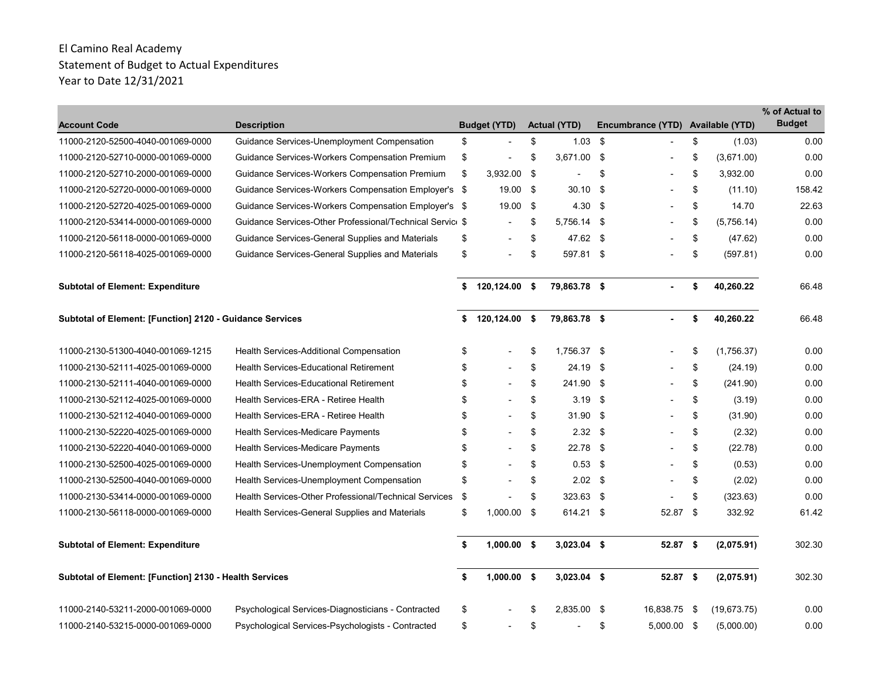El Camino Real Academy
Statement of Budget to Actual Expenditures
Year to Date 12/31/2021

| Account Code | Description | Budget (YTD) | Actual (YTD) | Encumbrance (YTD) | Available (YTD) | % of Actual to Budget |
|---|---|---|---|---|---|---|
| 11000-2120-52500-4040-001069-0000 | Guidance Services-Unemployment Compensation | $ - | $ 1.03 | $ - | $ (1.03) | 0.00 |
| 11000-2120-52710-0000-001069-0000 | Guidance Services-Workers Compensation Premium | $ - | $ 3,671.00 | $ - | $ (3,671.00) | 0.00 |
| 11000-2120-52710-2000-001069-0000 | Guidance Services-Workers Compensation Premium | $ 3,932.00 | $ - | $ - | $ 3,932.00 | 0.00 |
| 11000-2120-52720-0000-001069-0000 | Guidance Services-Workers Compensation Employer's | $ 19.00 | $ 30.10 | $ - | $ (11.10) | 158.42 |
| 11000-2120-52720-4025-001069-0000 | Guidance Services-Workers Compensation Employer's | $ 19.00 | $ 4.30 | $ - | $ 14.70 | 22.63 |
| 11000-2120-53414-0000-001069-0000 | Guidance Services-Other Professional/Technical Servic | $ - | $ 5,756.14 | $ - | $ (5,756.14) | 0.00 |
| 11000-2120-56118-0000-001069-0000 | Guidance Services-General Supplies and Materials | $ - | $ 47.62 | $ - | $ (47.62) | 0.00 |
| 11000-2120-56118-4025-001069-0000 | Guidance Services-General Supplies and Materials | $ - | $ 597.81 | $ - | $ (597.81) | 0.00 |
| **Subtotal of Element: Expenditure** | | **$ 120,124.00** | **$ 79,863.78** | **$ -** | **$ 40,260.22** | 66.48 |
| **Subtotal of Element: [Function] 2120 - Guidance Services** | | **$ 120,124.00** | **$ 79,863.78** | **$ -** | **$ 40,260.22** | 66.48 |
| 11000-2130-51300-4040-001069-1215 | Health Services-Additional Compensation | $ - | $ 1,756.37 | $ - | $ (1,756.37) | 0.00 |
| 11000-2130-52111-4025-001069-0000 | Health Services-Educational Retirement | $ - | $ 24.19 | $ - | $ (24.19) | 0.00 |
| 11000-2130-52111-4040-001069-0000 | Health Services-Educational Retirement | $ - | $ 241.90 | $ - | $ (241.90) | 0.00 |
| 11000-2130-52112-4025-001069-0000 | Health Services-ERA - Retiree Health | $ - | $ 3.19 | $ - | $ (3.19) | 0.00 |
| 11000-2130-52112-4040-001069-0000 | Health Services-ERA - Retiree Health | $ - | $ 31.90 | $ - | $ (31.90) | 0.00 |
| 11000-2130-52220-4025-001069-0000 | Health Services-Medicare Payments | $ - | $ 2.32 | $ - | $ (2.32) | 0.00 |
| 11000-2130-52220-4040-001069-0000 | Health Services-Medicare Payments | $ - | $ 22.78 | $ - | $ (22.78) | 0.00 |
| 11000-2130-52500-4025-001069-0000 | Health Services-Unemployment Compensation | $ - | $ 0.53 | $ - | $ (0.53) | 0.00 |
| 11000-2130-52500-4040-001069-0000 | Health Services-Unemployment Compensation | $ - | $ 2.02 | $ - | $ (2.02) | 0.00 |
| 11000-2130-53414-0000-001069-0000 | Health Services-Other Professional/Technical Services | $ - | $ 323.63 | $ - | $ (323.63) | 0.00 |
| 11000-2130-56118-0000-001069-0000 | Health Services-General Supplies and Materials | $ 1,000.00 | $ 614.21 | $ 52.87 | $ 332.92 | 61.42 |
| **Subtotal of Element: Expenditure** | | **$ 1,000.00** | **$ 3,023.04** | **$ 52.87** | **$ (2,075.91)** | 302.30 |
| **Subtotal of Element: [Function] 2130 - Health Services** | | **$ 1,000.00** | **$ 3,023.04** | **$ 52.87** | **$ (2,075.91)** | 302.30 |
| 11000-2140-53211-2000-001069-0000 | Psychological Services-Diagnosticians - Contracted | $ - | $ 2,835.00 | $ 16,838.75 | $ (19,673.75) | 0.00 |
| 11000-2140-53215-0000-001069-0000 | Psychological Services-Psychologists - Contracted | $ - | $ - | $ 5,000.00 | $ (5,000.00) | 0.00 |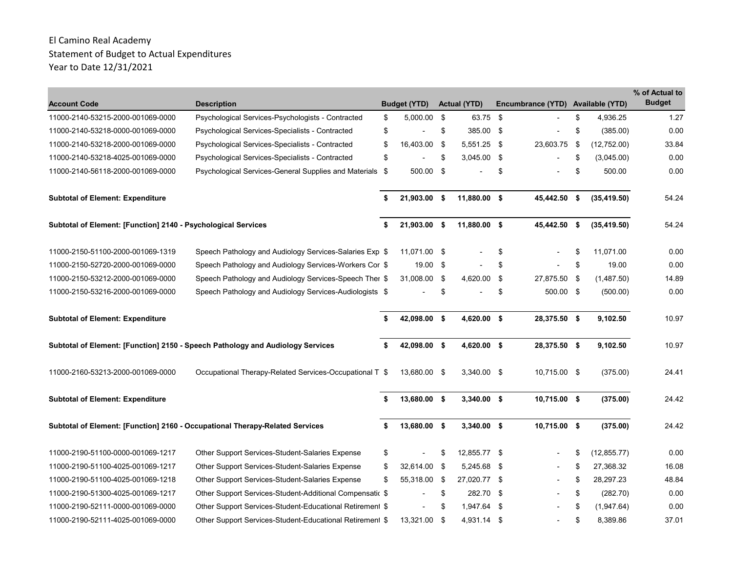El Camino Real Academy
Statement of Budget to Actual Expenditures
Year to Date 12/31/2021

| Account Code | Description | Budget (YTD) | Actual (YTD) | Encumbrance (YTD) | Available (YTD) | % of Actual to Budget |
|---|---|---|---|---|---|---|
| 11000-2140-53215-2000-001069-0000 | Psychological Services-Psychologists - Contracted | $ 5,000.00 | $ 63.75 | $ - | $ 4,936.25 | 1.27 |
| 11000-2140-53218-0000-001069-0000 | Psychological Services-Specialists - Contracted | $ - | $ 385.00 | $ - | $ (385.00) | 0.00 |
| 11000-2140-53218-2000-001069-0000 | Psychological Services-Specialists - Contracted | $ 16,403.00 | $ 5,551.25 | $ 23,603.75 | $ (12,752.00) | 33.84 |
| 11000-2140-53218-4025-001069-0000 | Psychological Services-Specialists - Contracted | $ - | $ 3,045.00 | $ - | $ (3,045.00) | 0.00 |
| 11000-2140-56118-2000-001069-0000 | Psychological Services-General Supplies and Materials | $ 500.00 | $ - | $ - | $ 500.00 | 0.00 |
| **Subtotal of Element: Expenditure** | | **$ 21,903.00** | **$ 11,880.00** | **$ 45,442.50** | **$ (35,419.50)** | 54.24 |
| **Subtotal of Element: [Function] 2140 - Psychological Services** | | **$ 21,903.00** | **$ 11,880.00** | **$ 45,442.50** | **$ (35,419.50)** | 54.24 |
| 11000-2150-51100-2000-001069-1319 | Speech Pathology and Audiology Services-Salaries Exp | $ 11,071.00 | $ - | $ - | $ 11,071.00 | 0.00 |
| 11000-2150-52720-2000-001069-0000 | Speech Pathology and Audiology Services-Workers Cor | $ 19.00 | $ - | $ - | $ 19.00 | 0.00 |
| 11000-2150-53212-2000-001069-0000 | Speech Pathology and Audiology Services-Speech Ther | $ 31,008.00 | $ 4,620.00 | $ 27,875.50 | $ (1,487.50) | 14.89 |
| 11000-2150-53216-2000-001069-0000 | Speech Pathology and Audiology Services-Audiologists | $ - | $ - | $ 500.00 | $ (500.00) | 0.00 |
| **Subtotal of Element: Expenditure** | | **$ 42,098.00** | **$ 4,620.00** | **$ 28,375.50** | **$ 9,102.50** | 10.97 |
| **Subtotal of Element: [Function] 2150 - Speech Pathology and Audiology Services** | | **$ 42,098.00** | **$ 4,620.00** | **$ 28,375.50** | **$ 9,102.50** | 10.97 |
| 11000-2160-53213-2000-001069-0000 | Occupational Therapy-Related Services-Occupational T | $ 13,680.00 | $ 3,340.00 | $ 10,715.00 | $ (375.00) | 24.41 |
| **Subtotal of Element: Expenditure** | | **$ 13,680.00** | **$ 3,340.00** | **$ 10,715.00** | **$ (375.00)** | 24.42 |
| **Subtotal of Element: [Function] 2160 - Occupational Therapy-Related Services** | | **$ 13,680.00** | **$ 3,340.00** | **$ 10,715.00** | **$ (375.00)** | 24.42 |
| 11000-2190-51100-0000-001069-1217 | Other Support Services-Student-Salaries Expense | $ - | $ 12,855.77 | $ - | $ (12,855.77) | 0.00 |
| 11000-2190-51100-4025-001069-1217 | Other Support Services-Student-Salaries Expense | $ 32,614.00 | $ 5,245.68 | $ - | $ 27,368.32 | 16.08 |
| 11000-2190-51100-4025-001069-1218 | Other Support Services-Student-Salaries Expense | $ 55,318.00 | $ 27,020.77 | $ - | $ 28,297.23 | 48.84 |
| 11000-2190-51300-4025-001069-1217 | Other Support Services-Student-Additional Compensatic | $ - | $ 282.70 | $ - | $ (282.70) | 0.00 |
| 11000-2190-52111-0000-001069-0000 | Other Support Services-Student-Educational Retirement | $ - | $ 1,947.64 | $ - | $ (1,947.64) | 0.00 |
| 11000-2190-52111-4025-001069-0000 | Other Support Services-Student-Educational Retirement | $ 13,321.00 | $ 4,931.14 | $ - | $ 8,389.86 | 37.01 |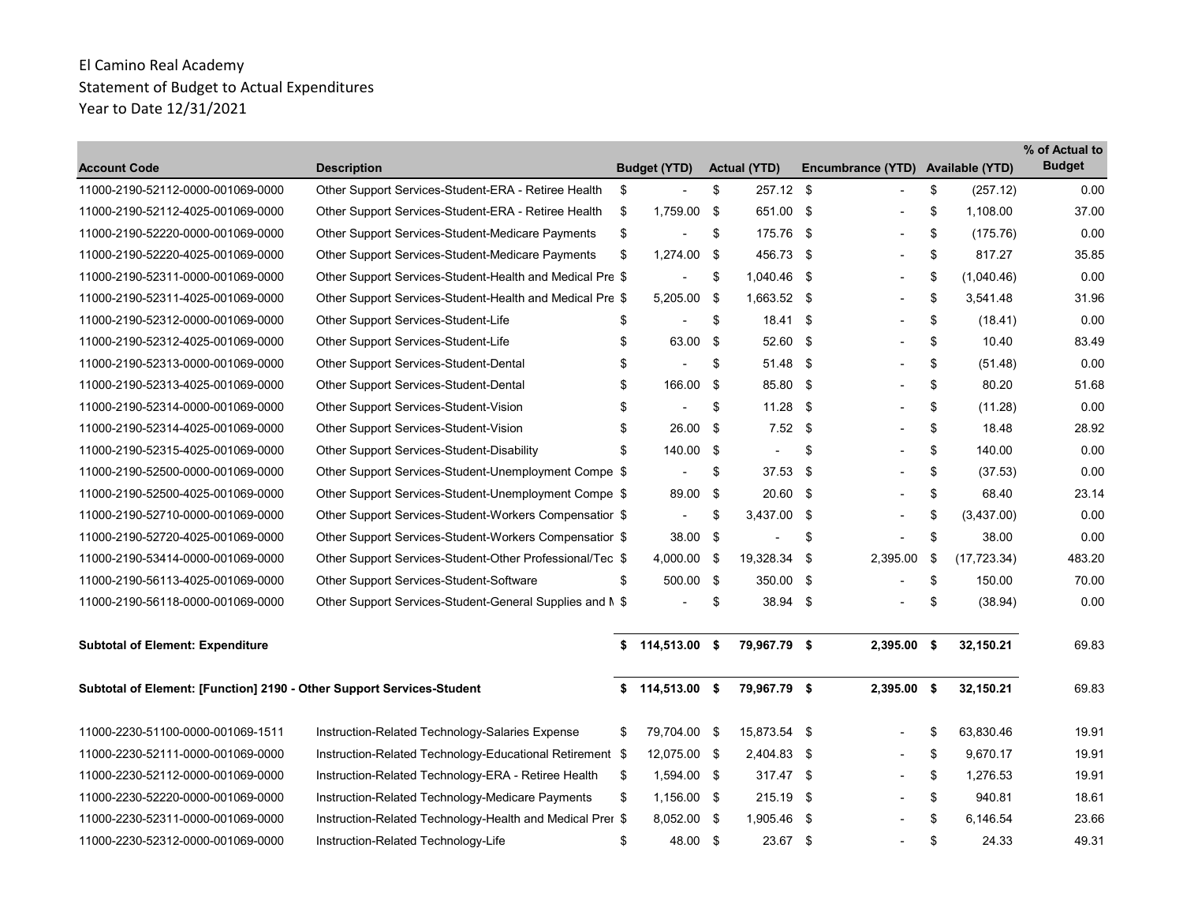El Camino Real Academy
Statement of Budget to Actual Expenditures
Year to Date 12/31/2021

| Account Code | Description | Budget (YTD) | Actual (YTD) | Encumbrance (YTD) | Available (YTD) | % of Actual to Budget |
|---|---|---|---|---|---|---|
| 11000-2190-52112-0000-001069-0000 | Other Support Services-Student-ERA - Retiree Health | $ - | $ 257.12 | $ - | $ (257.12) | 0.00 |
| 11000-2190-52112-4025-001069-0000 | Other Support Services-Student-ERA - Retiree Health | $ 1,759.00 | $ 651.00 | $ - | $ 1,108.00 | 37.00 |
| 11000-2190-52220-0000-001069-0000 | Other Support Services-Student-Medicare Payments | $ - | $ 175.76 | $ - | $ (175.76) | 0.00 |
| 11000-2190-52220-4025-001069-0000 | Other Support Services-Student-Medicare Payments | $ 1,274.00 | $ 456.73 | $ - | $ 817.27 | 35.85 |
| 11000-2190-52311-0000-001069-0000 | Other Support Services-Student-Health and Medical Pre | $ - | $ 1,040.46 | $ - | $ (1,040.46) | 0.00 |
| 11000-2190-52311-4025-001069-0000 | Other Support Services-Student-Health and Medical Pre | $ 5,205.00 | $ 1,663.52 | $ - | $ 3,541.48 | 31.96 |
| 11000-2190-52312-0000-001069-0000 | Other Support Services-Student-Life | $ - | $ 18.41 | $ - | $ (18.41) | 0.00 |
| 11000-2190-52312-4025-001069-0000 | Other Support Services-Student-Life | $ 63.00 | $ 52.60 | $ - | $ 10.40 | 83.49 |
| 11000-2190-52313-0000-001069-0000 | Other Support Services-Student-Dental | $ - | $ 51.48 | $ - | $ (51.48) | 0.00 |
| 11000-2190-52313-4025-001069-0000 | Other Support Services-Student-Dental | $ 166.00 | $ 85.80 | $ - | $ 80.20 | 51.68 |
| 11000-2190-52314-0000-001069-0000 | Other Support Services-Student-Vision | $ - | $ 11.28 | $ - | $ (11.28) | 0.00 |
| 11000-2190-52314-4025-001069-0000 | Other Support Services-Student-Vision | $ 26.00 | $ 7.52 | $ - | $ 18.48 | 28.92 |
| 11000-2190-52315-4025-001069-0000 | Other Support Services-Student-Disability | $ 140.00 | $ - | $ - | $ 140.00 | 0.00 |
| 11000-2190-52500-0000-001069-0000 | Other Support Services-Student-Unemployment Compe | $ - | $ 37.53 | $ - | $ (37.53) | 0.00 |
| 11000-2190-52500-4025-001069-0000 | Other Support Services-Student-Unemployment Compe | $ 89.00 | $ 20.60 | $ - | $ 68.40 | 23.14 |
| 11000-2190-52710-0000-001069-0000 | Other Support Services-Student-Workers Compensatior | $ - | $ 3,437.00 | $ - | $ (3,437.00) | 0.00 |
| 11000-2190-52720-4025-001069-0000 | Other Support Services-Student-Workers Compensatior | $ 38.00 | $ - | $ - | $ 38.00 | 0.00 |
| 11000-2190-53414-0000-001069-0000 | Other Support Services-Student-Other Professional/Tec | $ 4,000.00 | $ 19,328.34 | $ 2,395.00 | $ (17,723.34) | 483.20 |
| 11000-2190-56113-4025-001069-0000 | Other Support Services-Student-Software | $ 500.00 | $ 350.00 | $ - | $ 150.00 | 70.00 |
| 11000-2190-56118-0000-001069-0000 | Other Support Services-Student-General Supplies and M | $ - | $ 38.94 | $ - | $ (38.94) | 0.00 |
| **Subtotal of Element: Expenditure** | | **$ 114,513.00** | **$ 79,967.79** | **$ 2,395.00** | **$ 32,150.21** | 69.83 |
| **Subtotal of Element: [Function] 2190 - Other Support Services-Student** | | **$ 114,513.00** | **$ 79,967.79** | **$ 2,395.00** | **$ 32,150.21** | 69.83 |
| 11000-2230-51100-0000-001069-1511 | Instruction-Related Technology-Salaries Expense | $ 79,704.00 | $ 15,873.54 | $ - | $ 63,830.46 | 19.91 |
| 11000-2230-52111-0000-001069-0000 | Instruction-Related Technology-Educational Retirement | $ 12,075.00 | $ 2,404.83 | $ - | $ 9,670.17 | 19.91 |
| 11000-2230-52112-0000-001069-0000 | Instruction-Related Technology-ERA - Retiree Health | $ 1,594.00 | $ 317.47 | $ - | $ 1,276.53 | 19.91 |
| 11000-2230-52220-0000-001069-0000 | Instruction-Related Technology-Medicare Payments | $ 1,156.00 | $ 215.19 | $ - | $ 940.81 | 18.61 |
| 11000-2230-52311-0000-001069-0000 | Instruction-Related Technology-Health and Medical Prer | $ 8,052.00 | $ 1,905.46 | $ - | $ 6,146.54 | 23.66 |
| 11000-2230-52312-0000-001069-0000 | Instruction-Related Technology-Life | $ 48.00 | $ 23.67 | $ - | $ 24.33 | 49.31 |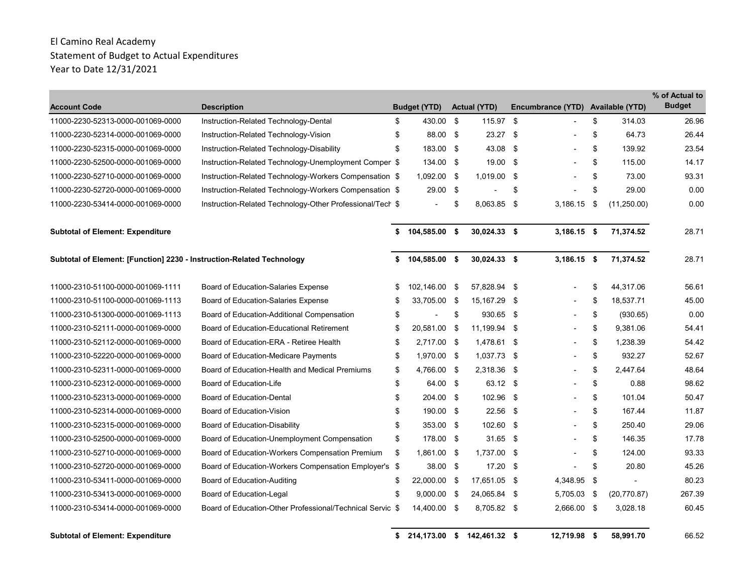El Camino Real Academy
Statement of Budget to Actual Expenditures
Year to Date 12/31/2021

| Account Code | Description | Budget (YTD) | Actual (YTD) | Encumbrance (YTD) | Available (YTD) | % of Actual to Budget |
|---|---|---|---|---|---|---|
| 11000-2230-52313-0000-001069-0000 | Instruction-Related Technology-Dental | $ 430.00 | $ 115.97 | $ - | $ 314.03 | 26.96 |
| 11000-2230-52314-0000-001069-0000 | Instruction-Related Technology-Vision | $ 88.00 | $ 23.27 | $ - | $ 64.73 | 26.44 |
| 11000-2230-52315-0000-001069-0000 | Instruction-Related Technology-Disability | $ 183.00 | $ 43.08 | $ - | $ 139.92 | 23.54 |
| 11000-2230-52500-0000-001069-0000 | Instruction-Related Technology-Unemployment Compen | $ 134.00 | $ 19.00 | $ - | $ 115.00 | 14.17 |
| 11000-2230-52710-0000-001069-0000 | Instruction-Related Technology-Workers Compensation | $ 1,092.00 | $ 1,019.00 | $ - | $ 73.00 | 93.31 |
| 11000-2230-52720-0000-001069-0000 | Instruction-Related Technology-Workers Compensation | $ 29.00 | $ - | $ - | $ 29.00 | 0.00 |
| 11000-2230-53414-0000-001069-0000 | Instruction-Related Technology-Other Professional/Tech | $ - | $ 8,063.85 | $ 3,186.15 | $ (11,250.00) | 0.00 |
| **Subtotal of Element: Expenditure** | | **$ 104,585.00** | **$ 30,024.33** | **$ 3,186.15** | **$ 71,374.52** | 28.71 |
| **Subtotal of Element: [Function] 2230 - Instruction-Related Technology** | | **$ 104,585.00** | **$ 30,024.33** | **$ 3,186.15** | **$ 71,374.52** | 28.71 |
| 11000-2310-51100-0000-001069-1111 | Board of Education-Salaries Expense | $ 102,146.00 | $ 57,828.94 | $ - | $ 44,317.06 | 56.61 |
| 11000-2310-51100-0000-001069-1113 | Board of Education-Salaries Expense | $ 33,705.00 | $ 15,167.29 | $ - | $ 18,537.71 | 45.00 |
| 11000-2310-51300-0000-001069-1113 | Board of Education-Additional Compensation | $ - | $ 930.65 | $ - | $ (930.65) | 0.00 |
| 11000-2310-52111-0000-001069-0000 | Board of Education-Educational Retirement | $ 20,581.00 | $ 11,199.94 | $ - | $ 9,381.06 | 54.41 |
| 11000-2310-52112-0000-001069-0000 | Board of Education-ERA - Retiree Health | $ 2,717.00 | $ 1,478.61 | $ - | $ 1,238.39 | 54.42 |
| 11000-2310-52220-0000-001069-0000 | Board of Education-Medicare Payments | $ 1,970.00 | $ 1,037.73 | $ - | $ 932.27 | 52.67 |
| 11000-2310-52311-0000-001069-0000 | Board of Education-Health and Medical Premiums | $ 4,766.00 | $ 2,318.36 | $ - | $ 2,447.64 | 48.64 |
| 11000-2310-52312-0000-001069-0000 | Board of Education-Life | $ 64.00 | $ 63.12 | $ - | $ 0.88 | 98.62 |
| 11000-2310-52313-0000-001069-0000 | Board of Education-Dental | $ 204.00 | $ 102.96 | $ - | $ 101.04 | 50.47 |
| 11000-2310-52314-0000-001069-0000 | Board of Education-Vision | $ 190.00 | $ 22.56 | $ - | $ 167.44 | 11.87 |
| 11000-2310-52315-0000-001069-0000 | Board of Education-Disability | $ 353.00 | $ 102.60 | $ - | $ 250.40 | 29.06 |
| 11000-2310-52500-0000-001069-0000 | Board of Education-Unemployment Compensation | $ 178.00 | $ 31.65 | $ - | $ 146.35 | 17.78 |
| 11000-2310-52710-0000-001069-0000 | Board of Education-Workers Compensation Premium | $ 1,861.00 | $ 1,737.00 | $ - | $ 124.00 | 93.33 |
| 11000-2310-52720-0000-001069-0000 | Board of Education-Workers Compensation Employer's | $ 38.00 | $ 17.20 | $ - | $ 20.80 | 45.26 |
| 11000-2310-53411-0000-001069-0000 | Board of Education-Auditing | $ 22,000.00 | $ 17,651.05 | $ 4,348.95 | $ - | 80.23 |
| 11000-2310-53413-0000-001069-0000 | Board of Education-Legal | $ 9,000.00 | $ 24,065.84 | $ 5,705.03 | $ (20,770.87) | 267.39 |
| 11000-2310-53414-0000-001069-0000 | Board of Education-Other Professional/Technical Servic | $ 14,400.00 | $ 8,705.82 | $ 2,666.00 | $ 3,028.18 | 60.45 |
| **Subtotal of Element: Expenditure** | | **$ 214,173.00** | **$ 142,461.32** | **$ 12,719.98** | **$ 58,991.70** | 66.52 |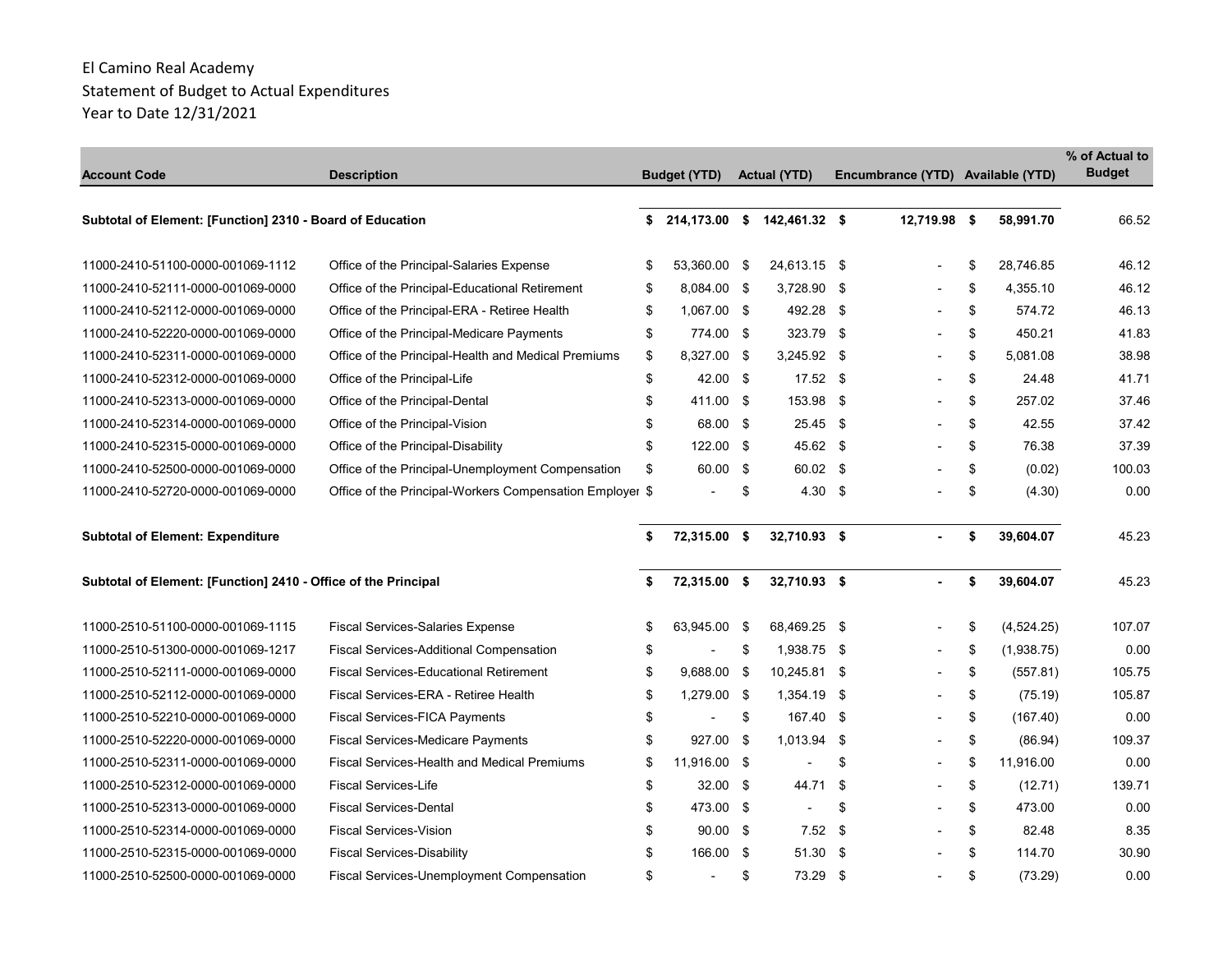El Camino Real Academy
Statement of Budget to Actual Expenditures
Year to Date 12/31/2021

| Account Code | Description | Budget (YTD) | Actual (YTD) | Encumbrance (YTD) | Available (YTD) | % of Actual to Budget |
|---|---|---|---|---|---|---|
| **Subtotal of Element: [Function] 2310 - Board of Education** | | **$ 214,173.00** | **$ 142,461.32** | **$ 12,719.98** | **$ 58,991.70** | **66.52** |
| 11000-2410-51100-0000-001069-1112 | Office of the Principal-Salaries Expense | $ 53,360.00 | $ 24,613.15 | $ - | $ 28,746.85 | 46.12 |
| 11000-2410-52111-0000-001069-0000 | Office of the Principal-Educational Retirement | $ 8,084.00 | $ 3,728.90 | $ - | $ 4,355.10 | 46.12 |
| 11000-2410-52112-0000-001069-0000 | Office of the Principal-ERA - Retiree Health | $ 1,067.00 | $ 492.28 | $ - | $ 574.72 | 46.13 |
| 11000-2410-52220-0000-001069-0000 | Office of the Principal-Medicare Payments | $ 774.00 | $ 323.79 | $ - | $ 450.21 | 41.83 |
| 11000-2410-52311-0000-001069-0000 | Office of the Principal-Health and Medical Premiums | $ 8,327.00 | $ 3,245.92 | $ - | $ 5,081.08 | 38.98 |
| 11000-2410-52312-0000-001069-0000 | Office of the Principal-Life | $ 42.00 | $ 17.52 | $ - | $ 24.48 | 41.71 |
| 11000-2410-52313-0000-001069-0000 | Office of the Principal-Dental | $ 411.00 | $ 153.98 | $ - | $ 257.02 | 37.46 |
| 11000-2410-52314-0000-001069-0000 | Office of the Principal-Vision | $ 68.00 | $ 25.45 | $ - | $ 42.55 | 37.42 |
| 11000-2410-52315-0000-001069-0000 | Office of the Principal-Disability | $ 122.00 | $ 45.62 | $ - | $ 76.38 | 37.39 |
| 11000-2410-52500-0000-001069-0000 | Office of the Principal-Unemployment Compensation | $ 60.00 | $ 60.02 | $ - | $ (0.02) | 100.03 |
| 11000-2410-52720-0000-001069-0000 | Office of the Principal-Workers Compensation Employer | $ - | $ 4.30 | $ - | $ (4.30) | 0.00 |
| **Subtotal of Element: Expenditure** | | **$ 72,315.00** | **$ 32,710.93** | **$ -** | **$ 39,604.07** | **45.23** |
| **Subtotal of Element: [Function] 2410 - Office of the Principal** | | **$ 72,315.00** | **$ 32,710.93** | **$ -** | **$ 39,604.07** | **45.23** |
| 11000-2510-51100-0000-001069-1115 | Fiscal Services-Salaries Expense | $ 63,945.00 | $ 68,469.25 | $ - | $ (4,524.25) | 107.07 |
| 11000-2510-51300-0000-001069-1217 | Fiscal Services-Additional Compensation | $ - | $ 1,938.75 | $ - | $ (1,938.75) | 0.00 |
| 11000-2510-52111-0000-001069-0000 | Fiscal Services-Educational Retirement | $ 9,688.00 | $ 10,245.81 | $ - | $ (557.81) | 105.75 |
| 11000-2510-52112-0000-001069-0000 | Fiscal Services-ERA - Retiree Health | $ 1,279.00 | $ 1,354.19 | $ - | $ (75.19) | 105.87 |
| 11000-2510-52210-0000-001069-0000 | Fiscal Services-FICA Payments | $ - | $ 167.40 | $ - | $ (167.40) | 0.00 |
| 11000-2510-52220-0000-001069-0000 | Fiscal Services-Medicare Payments | $ 927.00 | $ 1,013.94 | $ - | $ (86.94) | 109.37 |
| 11000-2510-52311-0000-001069-0000 | Fiscal Services-Health and Medical Premiums | $ 11,916.00 | $ - | $ - | $ 11,916.00 | 0.00 |
| 11000-2510-52312-0000-001069-0000 | Fiscal Services-Life | $ 32.00 | $ 44.71 | $ - | $ (12.71) | 139.71 |
| 11000-2510-52313-0000-001069-0000 | Fiscal Services-Dental | $ 473.00 | $ - | $ - | $ 473.00 | 0.00 |
| 11000-2510-52314-0000-001069-0000 | Fiscal Services-Vision | $ 90.00 | $ 7.52 | $ - | $ 82.48 | 8.35 |
| 11000-2510-52315-0000-001069-0000 | Fiscal Services-Disability | $ 166.00 | $ 51.30 | $ - | $ 114.70 | 30.90 |
| 11000-2510-52500-0000-001069-0000 | Fiscal Services-Unemployment Compensation | $ - | $ 73.29 | $ - | $ (73.29) | 0.00 |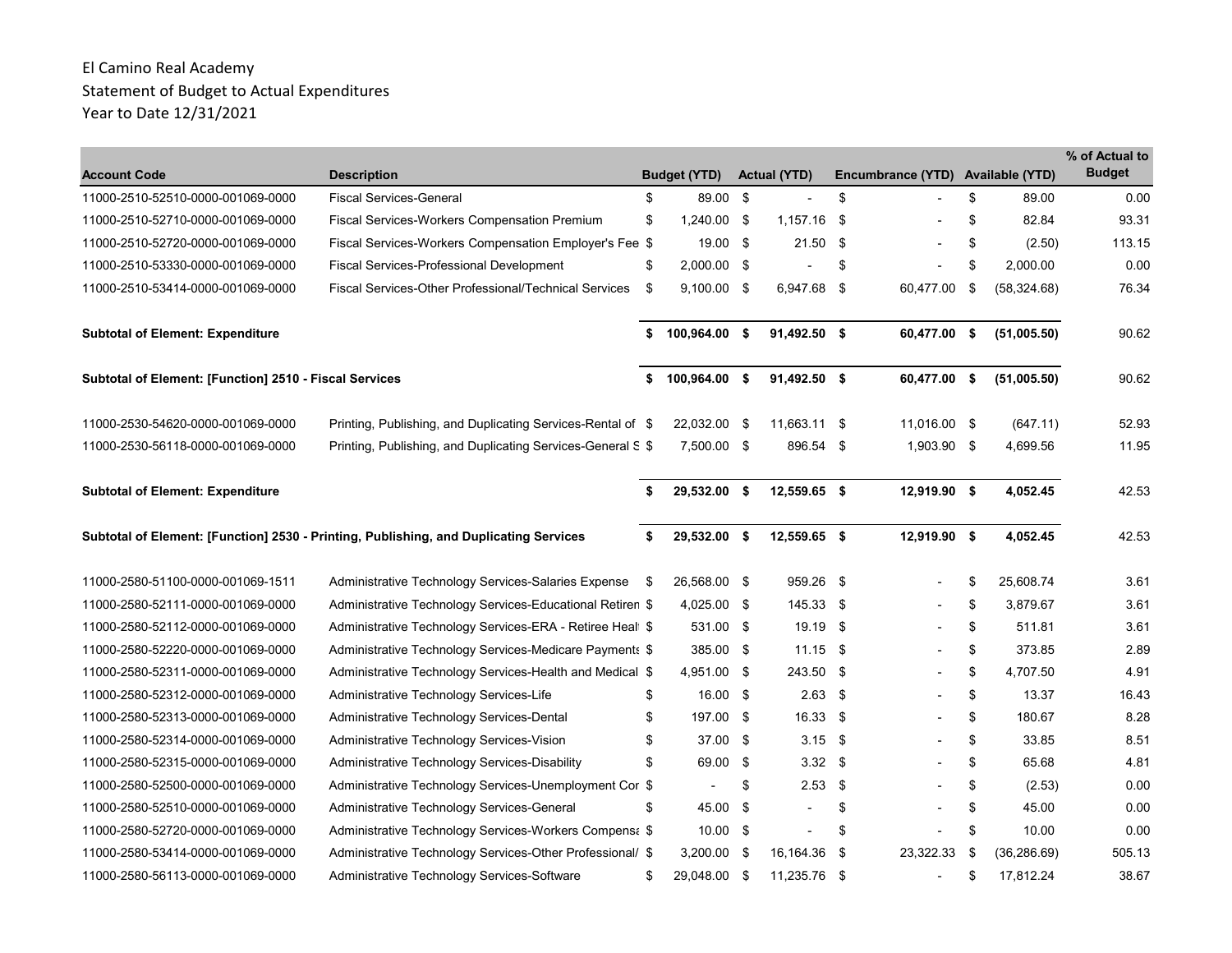El Camino Real Academy
Statement of Budget to Actual Expenditures
Year to Date 12/31/2021

| Account Code | Description | Budget (YTD) | Actual (YTD) | Encumbrance (YTD) | Available (YTD) | % of Actual to Budget |
|---|---|---|---|---|---|---|
| 11000-2510-52510-0000-001069-0000 | Fiscal Services-General | $ 89.00 | $ - | $ - | $ 89.00 | 0.00 |
| 11000-2510-52710-0000-001069-0000 | Fiscal Services-Workers Compensation Premium | $ 1,240.00 | $ 1,157.16 | $ - | $ 82.84 | 93.31 |
| 11000-2510-52720-0000-001069-0000 | Fiscal Services-Workers Compensation Employer's Fee | $ 19.00 | $ 21.50 | $ - | $ (2.50) | 113.15 |
| 11000-2510-53330-0000-001069-0000 | Fiscal Services-Professional Development | $ 2,000.00 | $ - | $ - | $ 2,000.00 | 0.00 |
| 11000-2510-53414-0000-001069-0000 | Fiscal Services-Other Professional/Technical Services | $ 9,100.00 | $ 6,947.68 | $ 60,477.00 | $ (58,324.68) | 76.34 |
| **Subtotal of Element: Expenditure** | | **$ 100,964.00** | **$ 91,492.50** | **$ 60,477.00** | **$ (51,005.50)** | 90.62 |
| **Subtotal of Element: [Function] 2510 - Fiscal Services** | | **$ 100,964.00** | **$ 91,492.50** | **$ 60,477.00** | **$ (51,005.50)** | 90.62 |
| 11000-2530-54620-0000-001069-0000 | Printing, Publishing, and Duplicating Services-Rental of | $ 22,032.00 | $ 11,663.11 | $ 11,016.00 | $ (647.11) | 52.93 |
| 11000-2530-56118-0000-001069-0000 | Printing, Publishing, and Duplicating Services-General S | $ 7,500.00 | $ 896.54 | $ 1,903.90 | $ 4,699.56 | 11.95 |
| **Subtotal of Element: Expenditure** | | **$ 29,532.00** | **$ 12,559.65** | **$ 12,919.90** | **$ 4,052.45** | 42.53 |
| **Subtotal of Element: [Function] 2530 - Printing, Publishing, and Duplicating Services** | | **$ 29,532.00** | **$ 12,559.65** | **$ 12,919.90** | **$ 4,052.45** | 42.53 |
| 11000-2580-51100-0000-001069-1511 | Administrative Technology Services-Salaries Expense | $ 26,568.00 | $ 959.26 | $ - | $ 25,608.74 | 3.61 |
| 11000-2580-52111-0000-001069-0000 | Administrative Technology Services-Educational Retiren | $ 4,025.00 | $ 145.33 | $ - | $ 3,879.67 | 3.61 |
| 11000-2580-52112-0000-001069-0000 | Administrative Technology Services-ERA - Retiree Heal | $ 531.00 | $ 19.19 | $ - | $ 511.81 | 3.61 |
| 11000-2580-52220-0000-001069-0000 | Administrative Technology Services-Medicare Payments | $ 385.00 | $ 11.15 | $ - | $ 373.85 | 2.89 |
| 11000-2580-52311-0000-001069-0000 | Administrative Technology Services-Health and Medical | $ 4,951.00 | $ 243.50 | $ - | $ 4,707.50 | 4.91 |
| 11000-2580-52312-0000-001069-0000 | Administrative Technology Services-Life | $ 16.00 | $ 2.63 | $ - | $ 13.37 | 16.43 |
| 11000-2580-52313-0000-001069-0000 | Administrative Technology Services-Dental | $ 197.00 | $ 16.33 | $ - | $ 180.67 | 8.28 |
| 11000-2580-52314-0000-001069-0000 | Administrative Technology Services-Vision | $ 37.00 | $ 3.15 | $ - | $ 33.85 | 8.51 |
| 11000-2580-52315-0000-001069-0000 | Administrative Technology Services-Disability | $ 69.00 | $ 3.32 | $ - | $ 65.68 | 4.81 |
| 11000-2580-52500-0000-001069-0000 | Administrative Technology Services-Unemployment Cor | $ - | $ 2.53 | $ - | $ (2.53) | 0.00 |
| 11000-2580-52510-0000-001069-0000 | Administrative Technology Services-General | $ 45.00 | $ - | $ - | $ 45.00 | 0.00 |
| 11000-2580-52720-0000-001069-0000 | Administrative Technology Services-Workers Compensa | $ 10.00 | $ - | $ - | $ 10.00 | 0.00 |
| 11000-2580-53414-0000-001069-0000 | Administrative Technology Services-Other Professional/ | $ 3,200.00 | $ 16,164.36 | $ 23,322.33 | $ (36,286.69) | 505.13 |
| 11000-2580-56113-0000-001069-0000 | Administrative Technology Services-Software | $ 29,048.00 | $ 11,235.76 | $ - | $ 17,812.24 | 38.67 |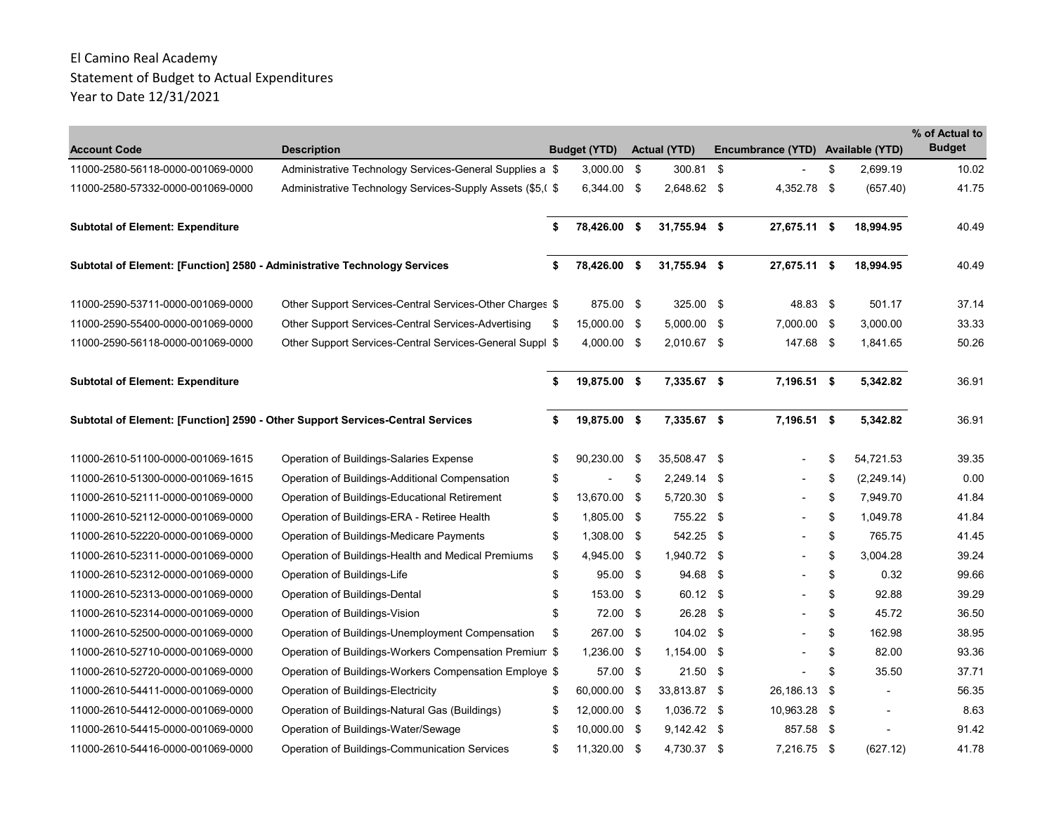El Camino Real Academy
Statement of Budget to Actual Expenditures
Year to Date 12/31/2021

| Account Code | Description | Budget (YTD) | Actual (YTD) | Encumbrance (YTD) | Available (YTD) | % of Actual to Budget |
|---|---|---|---|---|---|---|
| 11000-2580-56118-0000-001069-0000 | Administrative Technology Services-General Supplies a | $ 3,000.00 | $ 300.81 | $ - | $ 2,699.19 | 10.02 |
| 11000-2580-57332-0000-001069-0000 | Administrative Technology Services-Supply Assets ($5,( | $ 6,344.00 | $ 2,648.62 | $ 4,352.78 | $ (657.40) | 41.75 |
| **Subtotal of Element: Expenditure** | | **$ 78,426.00** | **$ 31,755.94** | **$ 27,675.11** | **$ 18,994.95** | 40.49 |
| **Subtotal of Element: [Function] 2580 - Administrative Technology Services** | | **$ 78,426.00** | **$ 31,755.94** | **$ 27,675.11** | **$ 18,994.95** | 40.49 |
| 11000-2590-53711-0000-001069-0000 | Other Support Services-Central Services-Other Charges | $ 875.00 | $ 325.00 | $ 48.83 | $ 501.17 | 37.14 |
| 11000-2590-55400-0000-001069-0000 | Other Support Services-Central Services-Advertising | $ 15,000.00 | $ 5,000.00 | $ 7,000.00 | $ 3,000.00 | 33.33 |
| 11000-2590-56118-0000-001069-0000 | Other Support Services-Central Services-General Suppl | $ 4,000.00 | $ 2,010.67 | $ 147.68 | $ 1,841.65 | 50.26 |
| **Subtotal of Element: Expenditure** | | **$ 19,875.00** | **$ 7,335.67** | **$ 7,196.51** | **$ 5,342.82** | 36.91 |
| **Subtotal of Element: [Function] 2590 - Other Support Services-Central Services** | | **$ 19,875.00** | **$ 7,335.67** | **$ 7,196.51** | **$ 5,342.82** | 36.91 |
| 11000-2610-51100-0000-001069-1615 | Operation of Buildings-Salaries Expense | $ 90,230.00 | $ 35,508.47 | $ - | $ 54,721.53 | 39.35 |
| 11000-2610-51300-0000-001069-1615 | Operation of Buildings-Additional Compensation | $ - | $ 2,249.14 | $ - | $ (2,249.14) | 0.00 |
| 11000-2610-52111-0000-001069-0000 | Operation of Buildings-Educational Retirement | $ 13,670.00 | $ 5,720.30 | $ - | $ 7,949.70 | 41.84 |
| 11000-2610-52112-0000-001069-0000 | Operation of Buildings-ERA - Retiree Health | $ 1,805.00 | $ 755.22 | $ - | $ 1,049.78 | 41.84 |
| 11000-2610-52220-0000-001069-0000 | Operation of Buildings-Medicare Payments | $ 1,308.00 | $ 542.25 | $ - | $ 765.75 | 41.45 |
| 11000-2610-52311-0000-001069-0000 | Operation of Buildings-Health and Medical Premiums | $ 4,945.00 | $ 1,940.72 | $ - | $ 3,004.28 | 39.24 |
| 11000-2610-52312-0000-001069-0000 | Operation of Buildings-Life | $ 95.00 | $ 94.68 | $ - | $ 0.32 | 99.66 |
| 11000-2610-52313-0000-001069-0000 | Operation of Buildings-Dental | $ 153.00 | $ 60.12 | $ - | $ 92.88 | 39.29 |
| 11000-2610-52314-0000-001069-0000 | Operation of Buildings-Vision | $ 72.00 | $ 26.28 | $ - | $ 45.72 | 36.50 |
| 11000-2610-52500-0000-001069-0000 | Operation of Buildings-Unemployment Compensation | $ 267.00 | $ 104.02 | $ - | $ 162.98 | 38.95 |
| 11000-2610-52710-0000-001069-0000 | Operation of Buildings-Workers Compensation Premium | $ 1,236.00 | $ 1,154.00 | $ - | $ 82.00 | 93.36 |
| 11000-2610-52720-0000-001069-0000 | Operation of Buildings-Workers Compensation Employe | $ 57.00 | $ 21.50 | $ - | $ 35.50 | 37.71 |
| 11000-2610-54411-0000-001069-0000 | Operation of Buildings-Electricity | $ 60,000.00 | $ 33,813.87 | $ 26,186.13 | $ - | 56.35 |
| 11000-2610-54412-0000-001069-0000 | Operation of Buildings-Natural Gas (Buildings) | $ 12,000.00 | $ 1,036.72 | $ 10,963.28 | $ - | 8.63 |
| 11000-2610-54415-0000-001069-0000 | Operation of Buildings-Water/Sewage | $ 10,000.00 | $ 9,142.42 | $ 857.58 | $ - | 91.42 |
| 11000-2610-54416-0000-001069-0000 | Operation of Buildings-Communication Services | $ 11,320.00 | $ 4,730.37 | $ 7,216.75 | $ (627.12) | 41.78 |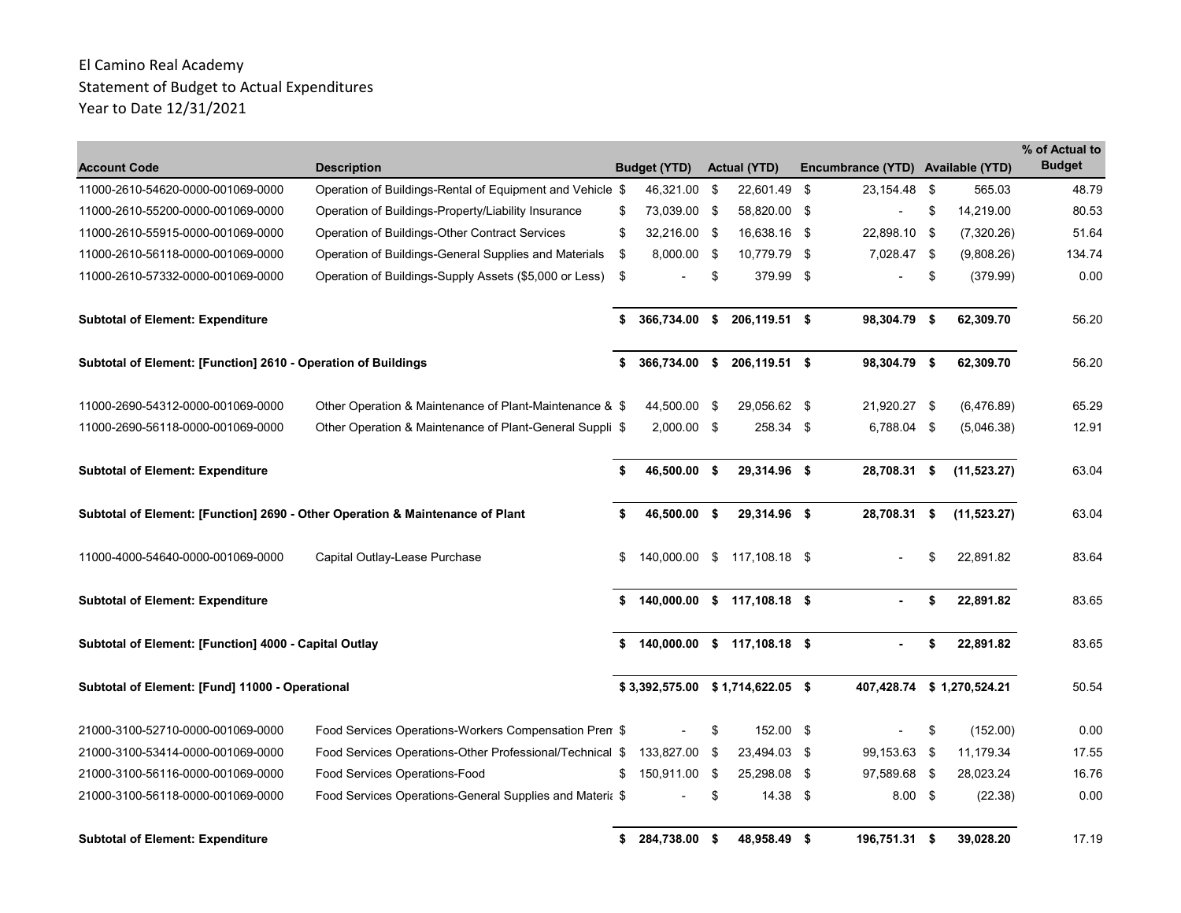El Camino Real Academy
Statement of Budget to Actual Expenditures
Year to Date 12/31/2021

| Account Code | Description | Budget (YTD) | Actual (YTD) | Encumbrance (YTD) | Available (YTD) | % of Actual to Budget |
|---|---|---|---|---|---|---|
| 11000-2610-54620-0000-001069-0000 | Operation of Buildings-Rental of Equipment and Vehicle | $ 46,321.00 | $ 22,601.49 | $ 23,154.48 | $ 565.03 | 48.79 |
| 11000-2610-55200-0000-001069-0000 | Operation of Buildings-Property/Liability Insurance | $ 73,039.00 | $ 58,820.00 | $ - | $ 14,219.00 | 80.53 |
| 11000-2610-55915-0000-001069-0000 | Operation of Buildings-Other Contract Services | $ 32,216.00 | $ 16,638.16 | $ 22,898.10 | $ (7,320.26) | 51.64 |
| 11000-2610-56118-0000-001069-0000 | Operation of Buildings-General Supplies and Materials | $ 8,000.00 | $ 10,779.79 | $ 7,028.47 | $ (9,808.26) | 134.74 |
| 11000-2610-57332-0000-001069-0000 | Operation of Buildings-Supply Assets ($5,000 or Less) | $ - | $ 379.99 | $ - | $ (379.99) | 0.00 |
| **Subtotal of Element: Expenditure** | | **$ 366,734.00** | **$ 206,119.51** | **$ 98,304.79** | **$ 62,309.70** | 56.20 |
| **Subtotal of Element: [Function] 2610 - Operation of Buildings** | | **$ 366,734.00** | **$ 206,119.51** | **$ 98,304.79** | **$ 62,309.70** | 56.20 |
| 11000-2690-54312-0000-001069-0000 | Other Operation & Maintenance of Plant-Maintenance & | $ 44,500.00 | $ 29,056.62 | $ 21,920.27 | $ (6,476.89) | 65.29 |
| 11000-2690-56118-0000-001069-0000 | Other Operation & Maintenance of Plant-General Suppli | $ 2,000.00 | $ 258.34 | $ 6,788.04 | $ (5,046.38) | 12.91 |
| **Subtotal of Element: Expenditure** | | **$ 46,500.00** | **$ 29,314.96** | **$ 28,708.31** | **$ (11,523.27)** | 63.04 |
| **Subtotal of Element: [Function] 2690 - Other Operation & Maintenance of Plant** | | **$ 46,500.00** | **$ 29,314.96** | **$ 28,708.31** | **$ (11,523.27)** | 63.04 |
| 11000-4000-54640-0000-001069-0000 | Capital Outlay-Lease Purchase | $ 140,000.00 | $ 117,108.18 | $ - | $ 22,891.82 | 83.64 |
| **Subtotal of Element: Expenditure** | | **$ 140,000.00** | **$ 117,108.18** | **$ -** | **$ 22,891.82** | 83.65 |
| **Subtotal of Element: [Function] 4000 - Capital Outlay** | | **$ 140,000.00** | **$ 117,108.18** | **$ -** | **$ 22,891.82** | 83.65 |
| **Subtotal of Element: [Fund] 11000 - Operational** | | **$ 3,392,575.00** | **$ 1,714,622.05** | **$ 407,428.74** | **$ 1,270,524.21** | 50.54 |
| 21000-3100-52710-0000-001069-0000 | Food Services Operations-Workers Compensation Prem | $ - | $ 152.00 | $ - | $ (152.00) | 0.00 |
| 21000-3100-53414-0000-001069-0000 | Food Services Operations-Other Professional/Technical | $ 133,827.00 | $ 23,494.03 | $ 99,153.63 | $ 11,179.34 | 17.55 |
| 21000-3100-56116-0000-001069-0000 | Food Services Operations-Food | $ 150,911.00 | $ 25,298.08 | $ 97,589.68 | $ 28,023.24 | 16.76 |
| 21000-3100-56118-0000-001069-0000 | Food Services Operations-General Supplies and Materia | $ - | $ 14.38 | $ 8.00 | $ (22.38) | 0.00 |
| **Subtotal of Element: Expenditure** | | **$ 284,738.00** | **$ 48,958.49** | **$ 196,751.31** | **$ 39,028.20** | 17.19 |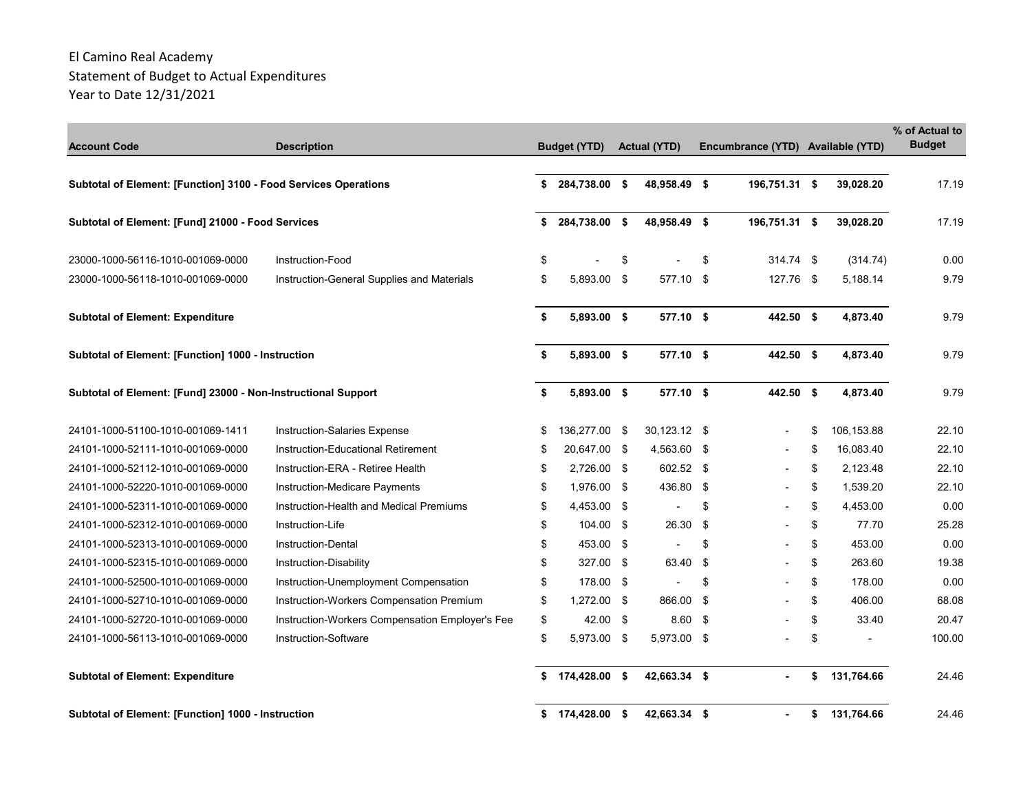El Camino Real Academy
Statement of Budget to Actual Expenditures
Year to Date 12/31/2021

| Account Code | Description | Budget (YTD) | Actual (YTD) | Encumbrance (YTD) | Available (YTD) | % of Actual to Budget |
|---|---|---|---|---|---|---|
| **Subtotal of Element: [Function] 3100 - Food Services Operations** | | **$ 284,738.00** | **$ 48,958.49** | **$ 196,751.31** | **$ 39,028.20** | 17.19 |
| **Subtotal of Element: [Fund] 21000 - Food Services** | | **$ 284,738.00** | **$ 48,958.49** | **$ 196,751.31** | **$ 39,028.20** | 17.19 |
| 23000-1000-56116-1010-001069-0000 | Instruction-Food | $ - | $ - | $ 314.74 | $ (314.74) | 0.00 |
| 23000-1000-56118-1010-001069-0000 | Instruction-General Supplies and Materials | $ 5,893.00 | $ 577.10 | $ 127.76 | $ 5,188.14 | 9.79 |
| **Subtotal of Element: Expenditure** | | **$ 5,893.00** | **$ 577.10** | **$ 442.50** | **$ 4,873.40** | 9.79 |
| **Subtotal of Element: [Function] 1000 - Instruction** | | **$ 5,893.00** | **$ 577.10** | **$ 442.50** | **$ 4,873.40** | 9.79 |
| **Subtotal of Element: [Fund] 23000 - Non-Instructional Support** | | **$ 5,893.00** | **$ 577.10** | **$ 442.50** | **$ 4,873.40** | 9.79 |
| 24101-1000-51100-1010-001069-1411 | Instruction-Salaries Expense | $ 136,277.00 | $ 30,123.12 | $ - | $ 106,153.88 | 22.10 |
| 24101-1000-52111-1010-001069-0000 | Instruction-Educational Retirement | $ 20,647.00 | $ 4,563.60 | $ - | $ 16,083.40 | 22.10 |
| 24101-1000-52112-1010-001069-0000 | Instruction-ERA - Retiree Health | $ 2,726.00 | $ 602.52 | $ - | $ 2,123.48 | 22.10 |
| 24101-1000-52220-1010-001069-0000 | Instruction-Medicare Payments | $ 1,976.00 | $ 436.80 | $ - | $ 1,539.20 | 22.10 |
| 24101-1000-52311-1010-001069-0000 | Instruction-Health and Medical Premiums | $ 4,453.00 | $ - | $ - | $ 4,453.00 | 0.00 |
| 24101-1000-52312-1010-001069-0000 | Instruction-Life | $ 104.00 | $ 26.30 | $ - | $ 77.70 | 25.28 |
| 24101-1000-52313-1010-001069-0000 | Instruction-Dental | $ 453.00 | $ - | $ - | $ 453.00 | 0.00 |
| 24101-1000-52315-1010-001069-0000 | Instruction-Disability | $ 327.00 | $ 63.40 | $ - | $ 263.60 | 19.38 |
| 24101-1000-52500-1010-001069-0000 | Instruction-Unemployment Compensation | $ 178.00 | $ - | $ - | $ 178.00 | 0.00 |
| 24101-1000-52710-1010-001069-0000 | Instruction-Workers Compensation Premium | $ 1,272.00 | $ 866.00 | $ - | $ 406.00 | 68.08 |
| 24101-1000-52720-1010-001069-0000 | Instruction-Workers Compensation Employer's Fee | $ 42.00 | $ 8.60 | $ - | $ 33.40 | 20.47 |
| 24101-1000-56113-1010-001069-0000 | Instruction-Software | $ 5,973.00 | $ 5,973.00 | $ - | $ - | 100.00 |
| **Subtotal of Element: Expenditure** | | **$ 174,428.00** | **$ 42,663.34** | **$ -** | **$ 131,764.66** | 24.46 |
| **Subtotal of Element: [Function] 1000 - Instruction** | | **$ 174,428.00** | **$ 42,663.34** | **$ -** | **$ 131,764.66** | 24.46 |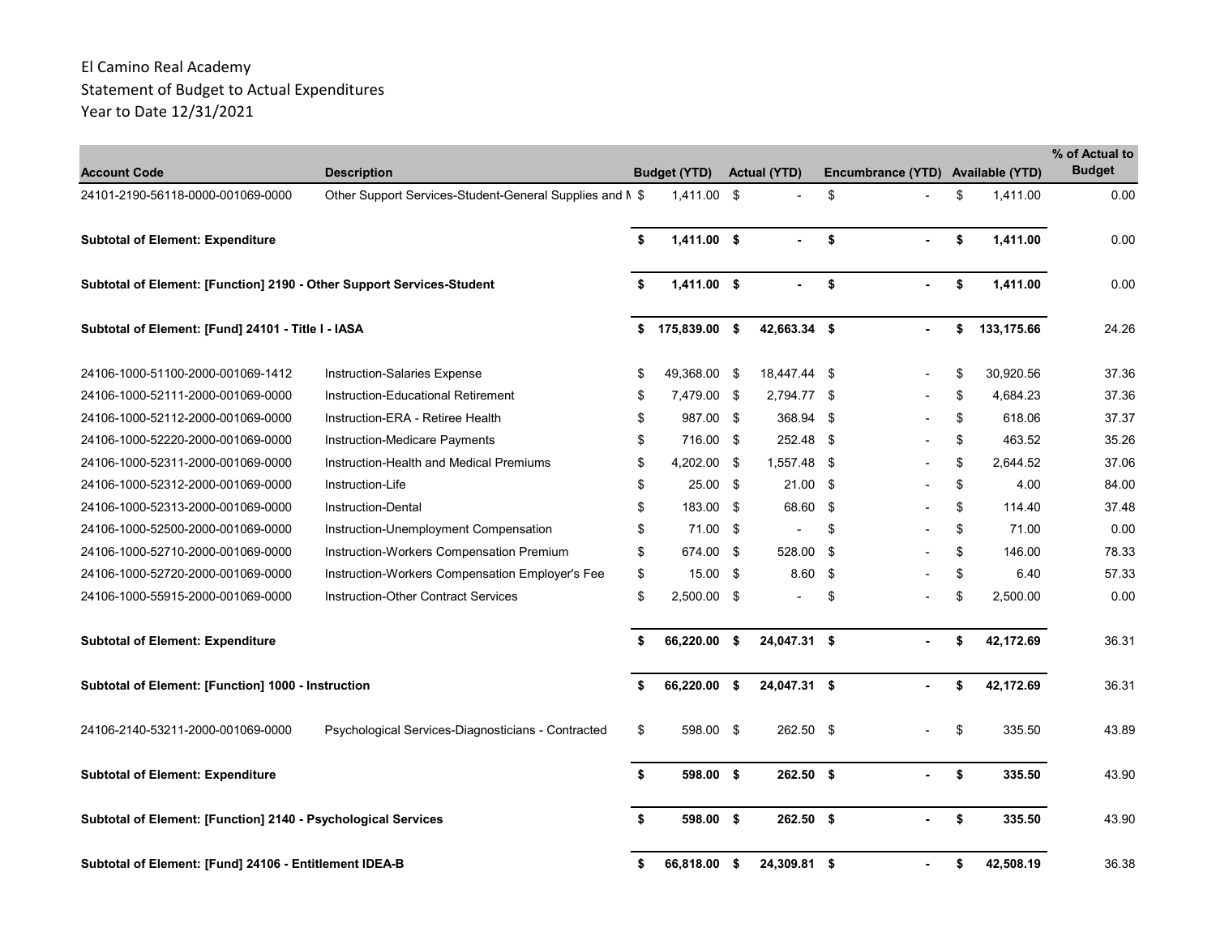El Camino Real Academy
Statement of Budget to Actual Expenditures
Year to Date 12/31/2021

| Account Code | Description | Budget (YTD) | Actual (YTD) | Encumbrance (YTD) | Available (YTD) | % of Actual to Budget |
|---|---|---|---|---|---|---|
| 24101-2190-56118-0000-001069-0000 | Other Support Services-Student-General Supplies and M | $ 1,411.00 | $ - | $ - | $ 1,411.00 | 0.00 |
| **Subtotal of Element: Expenditure** | | **$ 1,411.00** | **$ -** | **$ -** | **$ 1,411.00** | 0.00 |
| **Subtotal of Element: [Function] 2190 - Other Support Services-Student** | | **$ 1,411.00** | **$ -** | **$ -** | **$ 1,411.00** | 0.00 |
| **Subtotal of Element: [Fund] 24101 - Title I - IASA** | | **$ 175,839.00** | **$ 42,663.34** | **$ -** | **$ 133,175.66** | 24.26 |
| 24106-1000-51100-2000-001069-1412 | Instruction-Salaries Expense | $ 49,368.00 | $ 18,447.44 | $ - | $ 30,920.56 | 37.36 |
| 24106-1000-52111-2000-001069-0000 | Instruction-Educational Retirement | $ 7,479.00 | $ 2,794.77 | $ - | $ 4,684.23 | 37.36 |
| 24106-1000-52112-2000-001069-0000 | Instruction-ERA - Retiree Health | $ 987.00 | $ 368.94 | $ - | $ 618.06 | 37.37 |
| 24106-1000-52220-2000-001069-0000 | Instruction-Medicare Payments | $ 716.00 | $ 252.48 | $ - | $ 463.52 | 35.26 |
| 24106-1000-52311-2000-001069-0000 | Instruction-Health and Medical Premiums | $ 4,202.00 | $ 1,557.48 | $ - | $ 2,644.52 | 37.06 |
| 24106-1000-52312-2000-001069-0000 | Instruction-Life | $ 25.00 | $ 21.00 | $ - | $ 4.00 | 84.00 |
| 24106-1000-52313-2000-001069-0000 | Instruction-Dental | $ 183.00 | $ 68.60 | $ - | $ 114.40 | 37.48 |
| 24106-1000-52500-2000-001069-0000 | Instruction-Unemployment Compensation | $ 71.00 | $ - | $ - | $ 71.00 | 0.00 |
| 24106-1000-52710-2000-001069-0000 | Instruction-Workers Compensation Premium | $ 674.00 | $ 528.00 | $ - | $ 146.00 | 78.33 |
| 24106-1000-52720-2000-001069-0000 | Instruction-Workers Compensation Employer's Fee | $ 15.00 | $ 8.60 | $ - | $ 6.40 | 57.33 |
| 24106-1000-55915-2000-001069-0000 | Instruction-Other Contract Services | $ 2,500.00 | $ - | $ - | $ 2,500.00 | 0.00 |
| **Subtotal of Element: Expenditure** | | **$ 66,220.00** | **$ 24,047.31** | **$ -** | **$ 42,172.69** | 36.31 |
| **Subtotal of Element: [Function] 1000 - Instruction** | | **$ 66,220.00** | **$ 24,047.31** | **$ -** | **$ 42,172.69** | 36.31 |
| 24106-2140-53211-2000-001069-0000 | Psychological Services-Diagnosticians - Contracted | $ 598.00 | $ 262.50 | $ - | $ 335.50 | 43.89 |
| **Subtotal of Element: Expenditure** | | **$ 598.00** | **$ 262.50** | **$ -** | **$ 335.50** | 43.90 |
| **Subtotal of Element: [Function] 2140 - Psychological Services** | | **$ 598.00** | **$ 262.50** | **$ -** | **$ 335.50** | 43.90 |
| **Subtotal of Element: [Fund] 24106 - Entitlement IDEA-B** | | **$ 66,818.00** | **$ 24,309.81** | **$ -** | **$ 42,508.19** | 36.38 |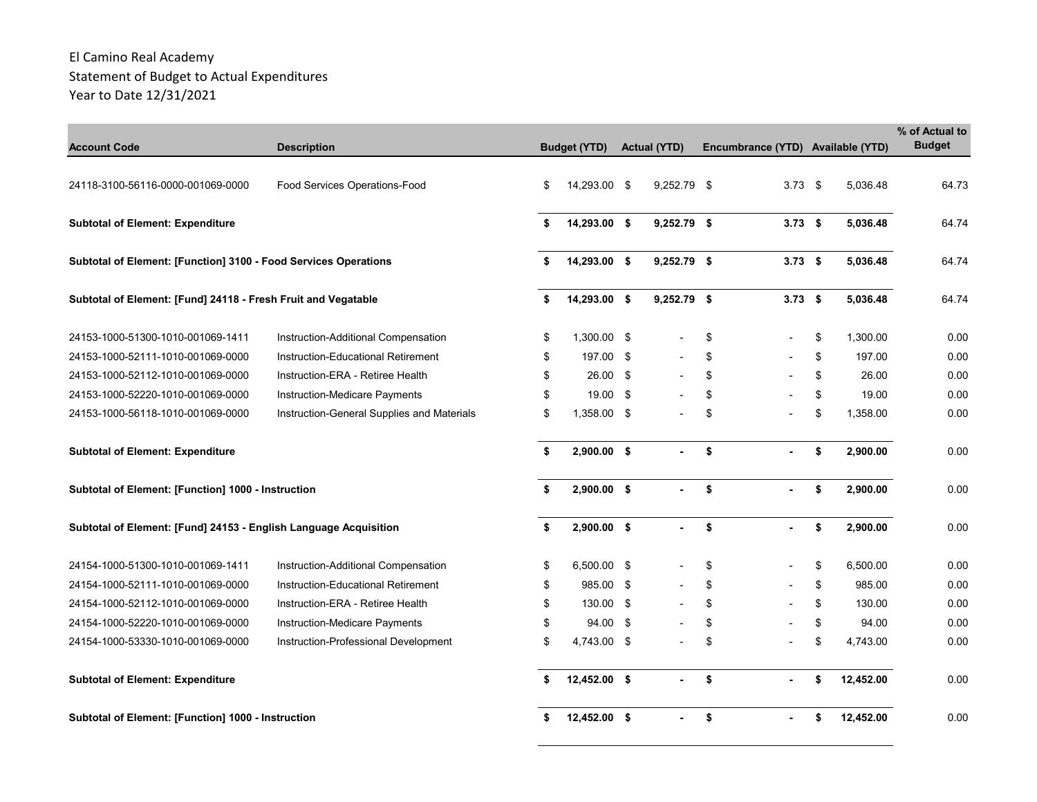El Camino Real Academy
Statement of Budget to Actual Expenditures
Year to Date 12/31/2021

| Account Code | Description | Budget (YTD) | Actual (YTD) | Encumbrance (YTD) | Available (YTD) | % of Actual to Budget |
|---|---|---|---|---|---|---|
| 24118-3100-56116-0000-001069-0000 | Food Services Operations-Food | $ 14,293.00 | $ 9,252.79 | $ 3.73 | $ 5,036.48 | 64.73 |
| **Subtotal of Element: Expenditure** | | **$ 14,293.00** | **$ 9,252.79** | **$ 3.73** | **$ 5,036.48** | 64.74 |
| **Subtotal of Element: [Function] 3100 - Food Services Operations** | | **$ 14,293.00** | **$ 9,252.79** | **$ 3.73** | **$ 5,036.48** | 64.74 |
| **Subtotal of Element: [Fund] 24118 - Fresh Fruit and Vegatable** | | **$ 14,293.00** | **$ 9,252.79** | **$ 3.73** | **$ 5,036.48** | 64.74 |
| 24153-1000-51300-1010-001069-1411 | Instruction-Additional Compensation | $ 1,300.00 | $ - | $ - | $ 1,300.00 | 0.00 |
| 24153-1000-52111-1010-001069-0000 | Instruction-Educational Retirement | $ 197.00 | $ - | $ - | $ 197.00 | 0.00 |
| 24153-1000-52112-1010-001069-0000 | Instruction-ERA - Retiree Health | $ 26.00 | $ - | $ - | $ 26.00 | 0.00 |
| 24153-1000-52220-1010-001069-0000 | Instruction-Medicare Payments | $ 19.00 | $ - | $ - | $ 19.00 | 0.00 |
| 24153-1000-56118-1010-001069-0000 | Instruction-General Supplies and Materials | $ 1,358.00 | $ - | $ - | $ 1,358.00 | 0.00 |
| **Subtotal of Element: Expenditure** | | **$ 2,900.00** | **$ -** | **$ -** | **$ 2,900.00** | 0.00 |
| **Subtotal of Element: [Function] 1000 - Instruction** | | **$ 2,900.00** | **$ -** | **$ -** | **$ 2,900.00** | 0.00 |
| **Subtotal of Element: [Fund] 24153 - English Language Acquisition** | | **$ 2,900.00** | **$ -** | **$ -** | **$ 2,900.00** | 0.00 |
| 24154-1000-51300-1010-001069-1411 | Instruction-Additional Compensation | $ 6,500.00 | $ - | $ - | $ 6,500.00 | 0.00 |
| 24154-1000-52111-1010-001069-0000 | Instruction-Educational Retirement | $ 985.00 | $ - | $ - | $ 985.00 | 0.00 |
| 24154-1000-52112-1010-001069-0000 | Instruction-ERA - Retiree Health | $ 130.00 | $ - | $ - | $ 130.00 | 0.00 |
| 24154-1000-52220-1010-001069-0000 | Instruction-Medicare Payments | $ 94.00 | $ - | $ - | $ 94.00 | 0.00 |
| 24154-1000-53330-1010-001069-0000 | Instruction-Professional Development | $ 4,743.00 | $ - | $ - | $ 4,743.00 | 0.00 |
| **Subtotal of Element: Expenditure** | | **$ 12,452.00** | **$ -** | **$ -** | **$ 12,452.00** | 0.00 |
| **Subtotal of Element: [Function] 1000 - Instruction** | | **$ 12,452.00** | **$ -** | **$ -** | **$ 12,452.00** | 0.00 |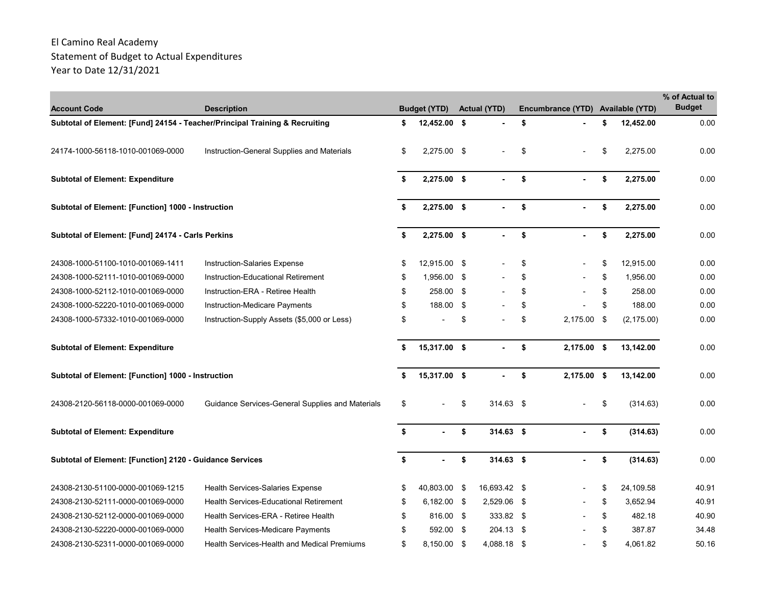El Camino Real Academy
Statement of Budget to Actual Expenditures
Year to Date 12/31/2021

| Account Code | Description | Budget (YTD) | Actual (YTD) | Encumbrance (YTD) | Available (YTD) | % of Actual to Budget |
|---|---|---|---|---|---|---|
| **Subtotal of Element: [Fund] 24154 - Teacher/Principal Training & Recruiting** | | **$ 12,452.00** | **$ -** | **$ -** | **$ 12,452.00** | 0.00 |
| 24174-1000-56118-1010-001069-0000 | Instruction-General Supplies and Materials | $ 2,275.00 | $ - | $ - | $ 2,275.00 | 0.00 |
| **Subtotal of Element: Expenditure** | | **$ 2,275.00** | **$ -** | **$ -** | **$ 2,275.00** | 0.00 |
| **Subtotal of Element: [Function] 1000 - Instruction** | | **$ 2,275.00** | **$ -** | **$ -** | **$ 2,275.00** | 0.00 |
| **Subtotal of Element: [Fund] 24174 - Carls Perkins** | | **$ 2,275.00** | **$ -** | **$ -** | **$ 2,275.00** | 0.00 |
| 24308-1000-51100-1010-001069-1411 | Instruction-Salaries Expense | $ 12,915.00 | $ - | $ - | $ 12,915.00 | 0.00 |
| 24308-1000-52111-1010-001069-0000 | Instruction-Educational Retirement | $ 1,956.00 | $ - | $ - | $ 1,956.00 | 0.00 |
| 24308-1000-52112-1010-001069-0000 | Instruction-ERA - Retiree Health | $ 258.00 | $ - | $ - | $ 258.00 | 0.00 |
| 24308-1000-52220-1010-001069-0000 | Instruction-Medicare Payments | $ 188.00 | $ - | $ - | $ 188.00 | 0.00 |
| 24308-1000-57332-1010-001069-0000 | Instruction-Supply Assets ($5,000 or Less) | $ - | $ - | $ 2,175.00 | $ (2,175.00) | 0.00 |
| **Subtotal of Element: Expenditure** | | **$ 15,317.00** | **$ -** | **$ 2,175.00** | **$ 13,142.00** | 0.00 |
| **Subtotal of Element: [Function] 1000 - Instruction** | | **$ 15,317.00** | **$ -** | **$ 2,175.00** | **$ 13,142.00** | 0.00 |
| 24308-2120-56118-0000-001069-0000 | Guidance Services-General Supplies and Materials | $ - | $ 314.63 | $ - | $ (314.63) | 0.00 |
| **Subtotal of Element: Expenditure** | | **$ -** | **$ 314.63** | **$ -** | **$ (314.63)** | 0.00 |
| **Subtotal of Element: [Function] 2120 - Guidance Services** | | **$ -** | **$ 314.63** | **$ -** | **$ (314.63)** | 0.00 |
| 24308-2130-51100-0000-001069-1215 | Health Services-Salaries Expense | $ 40,803.00 | $ 16,693.42 | $ - | $ 24,109.58 | 40.91 |
| 24308-2130-52111-0000-001069-0000 | Health Services-Educational Retirement | $ 6,182.00 | $ 2,529.06 | $ - | $ 3,652.94 | 40.91 |
| 24308-2130-52112-0000-001069-0000 | Health Services-ERA - Retiree Health | $ 816.00 | $ 333.82 | $ - | $ 482.18 | 40.90 |
| 24308-2130-52220-0000-001069-0000 | Health Services-Medicare Payments | $ 592.00 | $ 204.13 | $ - | $ 387.87 | 34.48 |
| 24308-2130-52311-0000-001069-0000 | Health Services-Health and Medical Premiums | $ 8,150.00 | $ 4,088.18 | $ - | $ 4,061.82 | 50.16 |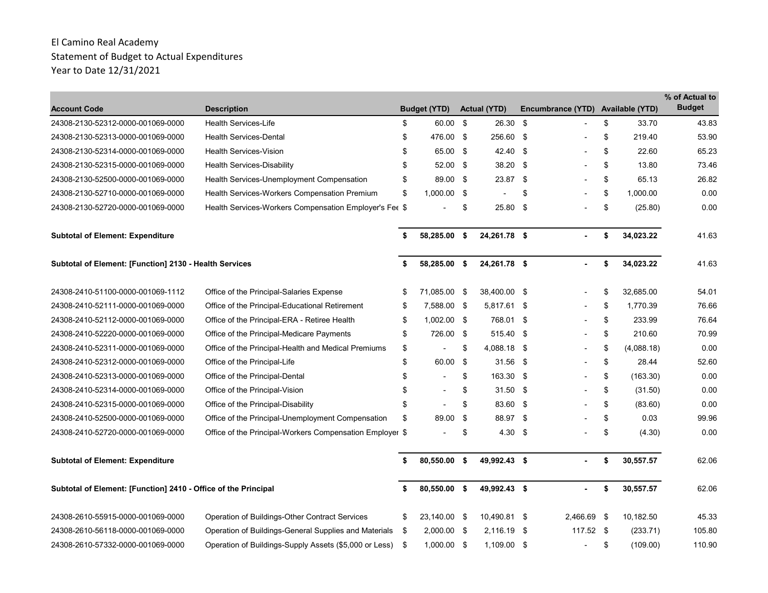El Camino Real Academy
Statement of Budget to Actual Expenditures
Year to Date 12/31/2021

| Account Code | Description | Budget (YTD) | Actual (YTD) | Encumbrance (YTD) | Available (YTD) | % of Actual to Budget |
|---|---|---|---|---|---|---|
| 24308-2130-52312-0000-001069-0000 | Health Services-Life | $ 60.00 | $ 26.30 | $ - | $ 33.70 | 43.83 |
| 24308-2130-52313-0000-001069-0000 | Health Services-Dental | $ 476.00 | $ 256.60 | $ - | $ 219.40 | 53.90 |
| 24308-2130-52314-0000-001069-0000 | Health Services-Vision | $ 65.00 | $ 42.40 | $ - | $ 22.60 | 65.23 |
| 24308-2130-52315-0000-001069-0000 | Health Services-Disability | $ 52.00 | $ 38.20 | $ - | $ 13.80 | 73.46 |
| 24308-2130-52500-0000-001069-0000 | Health Services-Unemployment Compensation | $ 89.00 | $ 23.87 | $ - | $ 65.13 | 26.82 |
| 24308-2130-52710-0000-001069-0000 | Health Services-Workers Compensation Premium | $ 1,000.00 | $ - | $ - | $ 1,000.00 | 0.00 |
| 24308-2130-52720-0000-001069-0000 | Health Services-Workers Compensation Employer's Fee | $ - | $ 25.80 | $ - | $ (25.80) | 0.00 |
| **Subtotal of Element: Expenditure** | | **$ 58,285.00** | **$ 24,261.78** | **$ -** | **$ 34,023.22** | 41.63 |
| **Subtotal of Element: [Function] 2130 - Health Services** | | **$ 58,285.00** | **$ 24,261.78** | **$ -** | **$ 34,023.22** | 41.63 |
| 24308-2410-51100-0000-001069-1112 | Office of the Principal-Salaries Expense | $ 71,085.00 | $ 38,400.00 | $ - | $ 32,685.00 | 54.01 |
| 24308-2410-52111-0000-001069-0000 | Office of the Principal-Educational Retirement | $ 7,588.00 | $ 5,817.61 | $ - | $ 1,770.39 | 76.66 |
| 24308-2410-52112-0000-001069-0000 | Office of the Principal-ERA - Retiree Health | $ 1,002.00 | $ 768.01 | $ - | $ 233.99 | 76.64 |
| 24308-2410-52220-0000-001069-0000 | Office of the Principal-Medicare Payments | $ 726.00 | $ 515.40 | $ - | $ 210.60 | 70.99 |
| 24308-2410-52311-0000-001069-0000 | Office of the Principal-Health and Medical Premiums | $ - | $ 4,088.18 | $ - | $ (4,088.18) | 0.00 |
| 24308-2410-52312-0000-001069-0000 | Office of the Principal-Life | $ 60.00 | $ 31.56 | $ - | $ 28.44 | 52.60 |
| 24308-2410-52313-0000-001069-0000 | Office of the Principal-Dental | $ - | $ 163.30 | $ - | $ (163.30) | 0.00 |
| 24308-2410-52314-0000-001069-0000 | Office of the Principal-Vision | $ - | $ 31.50 | $ - | $ (31.50) | 0.00 |
| 24308-2410-52315-0000-001069-0000 | Office of the Principal-Disability | $ - | $ 83.60 | $ - | $ (83.60) | 0.00 |
| 24308-2410-52500-0000-001069-0000 | Office of the Principal-Unemployment Compensation | $ 89.00 | $ 88.97 | $ - | $ 0.03 | 99.96 |
| 24308-2410-52720-0000-001069-0000 | Office of the Principal-Workers Compensation Employer | $ - | $ 4.30 | $ - | $ (4.30) | 0.00 |
| **Subtotal of Element: Expenditure** | | **$ 80,550.00** | **$ 49,992.43** | **$ -** | **$ 30,557.57** | 62.06 |
| **Subtotal of Element: [Function] 2410 - Office of the Principal** | | **$ 80,550.00** | **$ 49,992.43** | **$ -** | **$ 30,557.57** | 62.06 |
| 24308-2610-55915-0000-001069-0000 | Operation of Buildings-Other Contract Services | $ 23,140.00 | $ 10,490.81 | $ 2,466.69 | $ 10,182.50 | 45.33 |
| 24308-2610-56118-0000-001069-0000 | Operation of Buildings-General Supplies and Materials | $ 2,000.00 | $ 2,116.19 | $ 117.52 | $ (233.71) | 105.80 |
| 24308-2610-57332-0000-001069-0000 | Operation of Buildings-Supply Assets ($5,000 or Less) | $ 1,000.00 | $ 1,109.00 | $ - | $ (109.00) | 110.90 |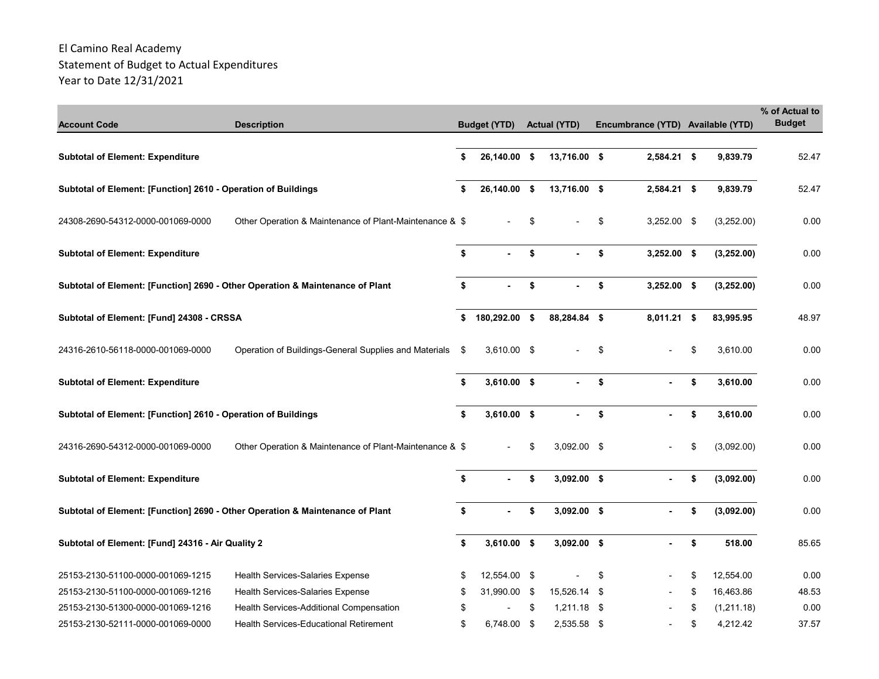El Camino Real Academy
Statement of Budget to Actual Expenditures
Year to Date 12/31/2021

| Account Code | Description | Budget (YTD) | Actual (YTD) | Encumbrance (YTD) | Available (YTD) | % of Actual to Budget |
|---|---|---|---|---|---|---|
| **Subtotal of Element: Expenditure** | | **$ 26,140.00** | **$ 13,716.00** | **$ 2,584.21** | **$ 9,839.79** | 52.47 |
| **Subtotal of Element: [Function] 2610 - Operation of Buildings** | | **$ 26,140.00** | **$ 13,716.00** | **$ 2,584.21** | **$ 9,839.79** | 52.47 |
| 24308-2690-54312-0000-001069-0000 | Other Operation & Maintenance of Plant-Maintenance & | $ - | $ - | $ 3,252.00 | $ (3,252.00) | 0.00 |
| **Subtotal of Element: Expenditure** | | **$ -** | **$ -** | **$ 3,252.00** | **$ (3,252.00)** | 0.00 |
| **Subtotal of Element: [Function] 2690 - Other Operation & Maintenance of Plant** | | **$ -** | **$ -** | **$ 3,252.00** | **$ (3,252.00)** | 0.00 |
| **Subtotal of Element: [Fund] 24308 - CRSSA** | | **$ 180,292.00** | **$ 88,284.84** | **$ 8,011.21** | **$ 83,995.95** | 48.97 |
| 24316-2610-56118-0000-001069-0000 | Operation of Buildings-General Supplies and Materials | $ 3,610.00 | $ - | $ - | $ 3,610.00 | 0.00 |
| **Subtotal of Element: Expenditure** | | **$ 3,610.00** | **$ -** | **$ -** | **$ 3,610.00** | 0.00 |
| **Subtotal of Element: [Function] 2610 - Operation of Buildings** | | **$ 3,610.00** | **$ -** | **$ -** | **$ 3,610.00** | 0.00 |
| 24316-2690-54312-0000-001069-0000 | Other Operation & Maintenance of Plant-Maintenance & | $ - | $ 3,092.00 | $ - | $ (3,092.00) | 0.00 |
| **Subtotal of Element: Expenditure** | | **$ -** | **$ 3,092.00** | **$ -** | **$ (3,092.00)** | 0.00 |
| **Subtotal of Element: [Function] 2690 - Other Operation & Maintenance of Plant** | | **$ -** | **$ 3,092.00** | **$ -** | **$ (3,092.00)** | 0.00 |
| **Subtotal of Element: [Fund] 24316 - Air Quality 2** | | **$ 3,610.00** | **$ 3,092.00** | **$ -** | **$ 518.00** | 85.65 |
| 25153-2130-51100-0000-001069-1215 | Health Services-Salaries Expense | $ 12,554.00 | $ - | $ - | $ 12,554.00 | 0.00 |
| 25153-2130-51100-0000-001069-1216 | Health Services-Salaries Expense | $ 31,990.00 | $ 15,526.14 | $ - | $ 16,463.86 | 48.53 |
| 25153-2130-51300-0000-001069-1216 | Health Services-Additional Compensation | $ - | $ 1,211.18 | $ - | $ (1,211.18) | 0.00 |
| 25153-2130-52111-0000-001069-0000 | Health Services-Educational Retirement | $ 6,748.00 | $ 2,535.58 | $ - | $ 4,212.42 | 37.57 |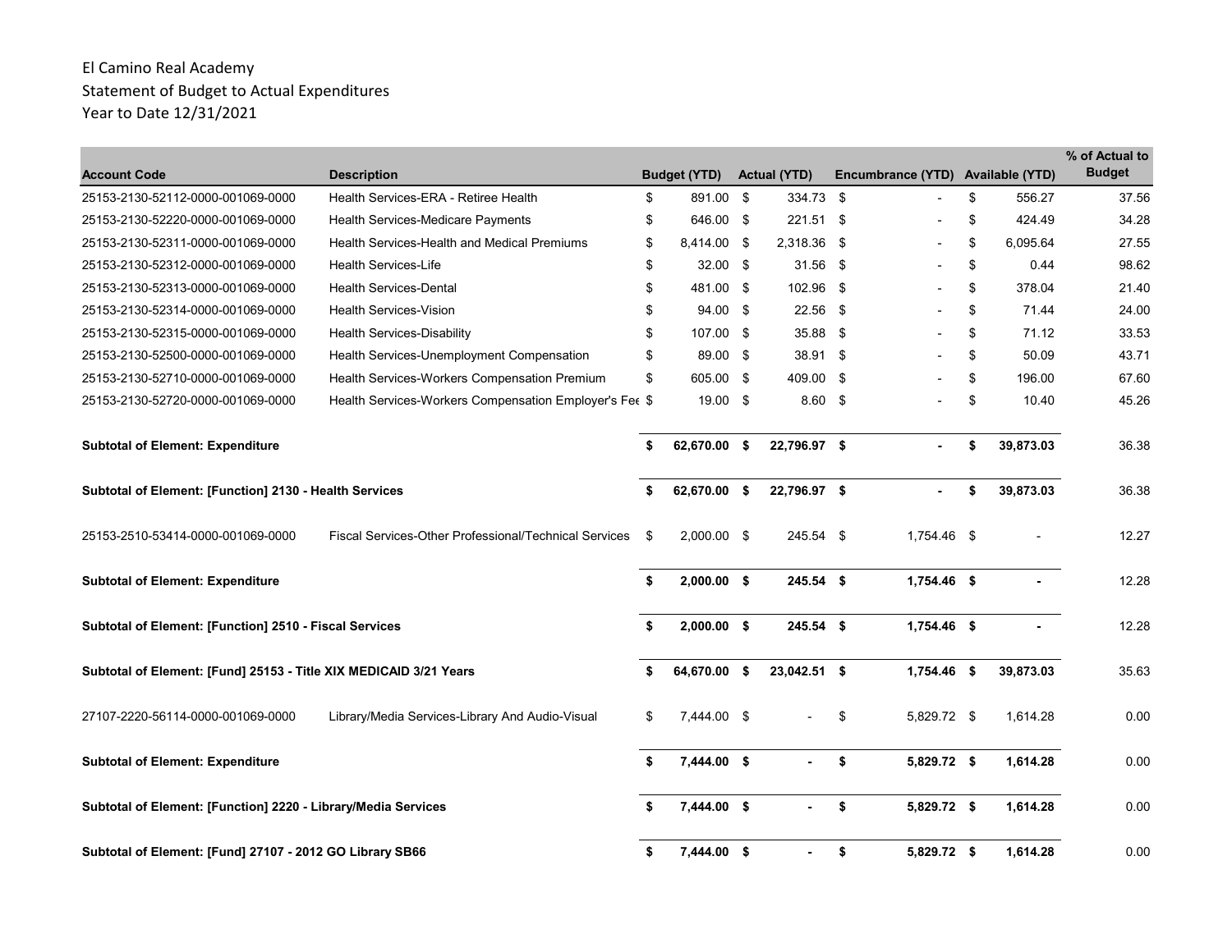El Camino Real Academy
Statement of Budget to Actual Expenditures
Year to Date 12/31/2021

| Account Code | Description | Budget (YTD) | Actual (YTD) | Encumbrance (YTD) | Available (YTD) | % of Actual to Budget |
|---|---|---|---|---|---|---|
| 25153-2130-52112-0000-001069-0000 | Health Services-ERA - Retiree Health | $ 891.00 | $ 334.73 | $ - | $ 556.27 | 37.56 |
| 25153-2130-52220-0000-001069-0000 | Health Services-Medicare Payments | $ 646.00 | $ 221.51 | $ - | $ 424.49 | 34.28 |
| 25153-2130-52311-0000-001069-0000 | Health Services-Health and Medical Premiums | $ 8,414.00 | $ 2,318.36 | $ - | $ 6,095.64 | 27.55 |
| 25153-2130-52312-0000-001069-0000 | Health Services-Life | $ 32.00 | $ 31.56 | $ - | $ 0.44 | 98.62 |
| 25153-2130-52313-0000-001069-0000 | Health Services-Dental | $ 481.00 | $ 102.96 | $ - | $ 378.04 | 21.40 |
| 25153-2130-52314-0000-001069-0000 | Health Services-Vision | $ 94.00 | $ 22.56 | $ - | $ 71.44 | 24.00 |
| 25153-2130-52315-0000-001069-0000 | Health Services-Disability | $ 107.00 | $ 35.88 | $ - | $ 71.12 | 33.53 |
| 25153-2130-52500-0000-001069-0000 | Health Services-Unemployment Compensation | $ 89.00 | $ 38.91 | $ - | $ 50.09 | 43.71 |
| 25153-2130-52710-0000-001069-0000 | Health Services-Workers Compensation Premium | $ 605.00 | $ 409.00 | $ - | $ 196.00 | 67.60 |
| 25153-2130-52720-0000-001069-0000 | Health Services-Workers Compensation Employer's Fee | $ 19.00 | $ 8.60 | $ - | $ 10.40 | 45.26 |
| **Subtotal of Element: Expenditure** | | **$ 62,670.00** | **$ 22,796.97** | **$ -** | **$ 39,873.03** | 36.38 |
| **Subtotal of Element: [Function] 2130 - Health Services** | | **$ 62,670.00** | **$ 22,796.97** | **$ -** | **$ 39,873.03** | 36.38 |
| 25153-2510-53414-0000-001069-0000 | Fiscal Services-Other Professional/Technical Services | $ 2,000.00 | $ 245.54 | $ 1,754.46 | $ - | 12.27 |
| **Subtotal of Element: Expenditure** | | **$ 2,000.00** | **$ 245.54** | **$ 1,754.46** | **$ -** | 12.28 |
| **Subtotal of Element: [Function] 2510 - Fiscal Services** | | **$ 2,000.00** | **$ 245.54** | **$ 1,754.46** | **$ -** | 12.28 |
| **Subtotal of Element: [Fund] 25153 - Title XIX MEDICAID 3/21 Years** | | **$ 64,670.00** | **$ 23,042.51** | **$ 1,754.46** | **$ 39,873.03** | 35.63 |
| 27107-2220-56114-0000-001069-0000 | Library/Media Services-Library And Audio-Visual | $ 7,444.00 | $ - | $ 5,829.72 | $ 1,614.28 | 0.00 |
| **Subtotal of Element: Expenditure** | | **$ 7,444.00** | **$ -** | **$ 5,829.72** | **$ 1,614.28** | 0.00 |
| **Subtotal of Element: [Function] 2220 - Library/Media Services** | | **$ 7,444.00** | **$ -** | **$ 5,829.72** | **$ 1,614.28** | 0.00 |
| **Subtotal of Element: [Fund] 27107 - 2012 GO Library SB66** | | **$ 7,444.00** | **$ -** | **$ 5,829.72** | **$ 1,614.28** | 0.00 |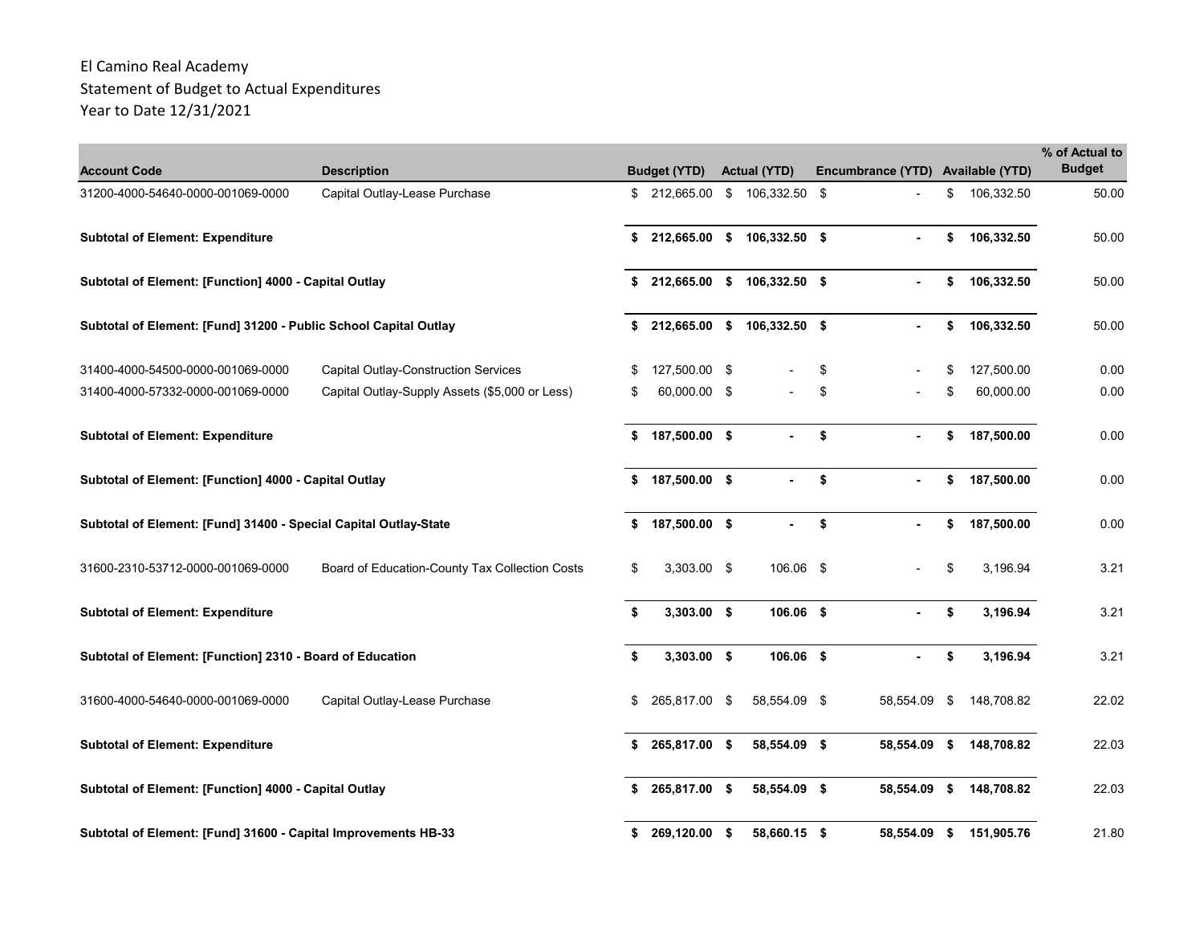El Camino Real Academy
Statement of Budget to Actual Expenditures
Year to Date 12/31/2021

| Account Code | Description | Budget (YTD) | Actual (YTD) | Encumbrance (YTD) | Available (YTD) | % of Actual to Budget |
|---|---|---|---|---|---|---|
| 31200-4000-54640-0000-001069-0000 | Capital Outlay-Lease Purchase | $ 212,665.00 | $ 106,332.50 | $ - | $ 106,332.50 | 50.00 |
| **Subtotal of Element: Expenditure** | | **$ 212,665.00** | **$ 106,332.50** | **$ -** | **$ 106,332.50** | 50.00 |
| **Subtotal of Element: [Function] 4000 - Capital Outlay** | | **$ 212,665.00** | **$ 106,332.50** | **$ -** | **$ 106,332.50** | 50.00 |
| **Subtotal of Element: [Fund] 31200 - Public School Capital Outlay** | | **$ 212,665.00** | **$ 106,332.50** | **$ -** | **$ 106,332.50** | 50.00 |
| 31400-4000-54500-0000-001069-0000 | Capital Outlay-Construction Services | $ 127,500.00 | $ - | $ - | $ 127,500.00 | 0.00 |
| 31400-4000-57332-0000-001069-0000 | Capital Outlay-Supply Assets ($5,000 or Less) | $ 60,000.00 | $ - | $ - | $ 60,000.00 | 0.00 |
| **Subtotal of Element: Expenditure** | | **$ 187,500.00** | **$ -** | **$ -** | **$ 187,500.00** | 0.00 |
| **Subtotal of Element: [Function] 4000 - Capital Outlay** | | **$ 187,500.00** | **$ -** | **$ -** | **$ 187,500.00** | 0.00 |
| **Subtotal of Element: [Fund] 31400 - Special Capital Outlay-State** | | **$ 187,500.00** | **$ -** | **$ -** | **$ 187,500.00** | 0.00 |
| 31600-2310-53712-0000-001069-0000 | Board of Education-County Tax Collection Costs | $ 3,303.00 | $ 106.06 | $ - | $ 3,196.94 | 3.21 |
| **Subtotal of Element: Expenditure** | | **$ 3,303.00** | **$ 106.06** | **$ -** | **$ 3,196.94** | 3.21 |
| **Subtotal of Element: [Function] 2310 - Board of Education** | | **$ 3,303.00** | **$ 106.06** | **$ -** | **$ 3,196.94** | 3.21 |
| 31600-4000-54640-0000-001069-0000 | Capital Outlay-Lease Purchase | $ 265,817.00 | $ 58,554.09 | $ 58,554.09 | $ 148,708.82 | 22.02 |
| **Subtotal of Element: Expenditure** | | **$ 265,817.00** | **$ 58,554.09** | **$ 58,554.09** | **$ 148,708.82** | 22.03 |
| **Subtotal of Element: [Function] 4000 - Capital Outlay** | | **$ 265,817.00** | **$ 58,554.09** | **$ 58,554.09** | **$ 148,708.82** | 22.03 |
| **Subtotal of Element: [Fund] 31600 - Capital Improvements HB-33** | | **$ 269,120.00** | **$ 58,660.15** | **$ 58,554.09** | **$ 151,905.76** | 21.80 |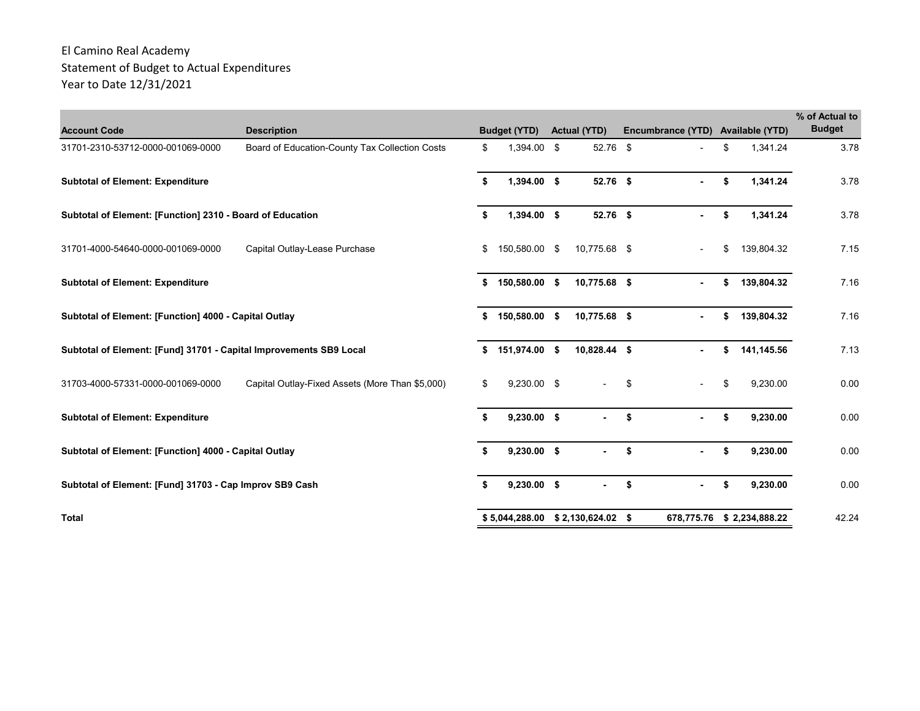El Camino Real Academy
Statement of Budget to Actual Expenditures
Year to Date 12/31/2021

| Account Code | Description | Budget (YTD) | Actual (YTD) | Encumbrance (YTD) | Available (YTD) | % of Actual to Budget |
|---|---|---|---|---|---|---|
| 31701-2310-53712-0000-001069-0000 | Board of Education-County Tax Collection Costs | $ 1,394.00 | $ 52.76 | $ - | $ 1,341.24 | 3.78 |
| **Subtotal of Element: Expenditure** | | **$ 1,394.00** | **$ 52.76** | **$ -** | **$ 1,341.24** | 3.78 |
| **Subtotal of Element: [Function] 2310 - Board of Education** | | **$ 1,394.00** | **$ 52.76** | **$ -** | **$ 1,341.24** | 3.78 |
| 31701-4000-54640-0000-001069-0000 | Capital Outlay-Lease Purchase | $ 150,580.00 | $ 10,775.68 | $ - | $ 139,804.32 | 7.15 |
| **Subtotal of Element: Expenditure** | | **$ 150,580.00** | **$ 10,775.68** | **$ -** | **$ 139,804.32** | 7.16 |
| **Subtotal of Element: [Function] 4000 - Capital Outlay** | | **$ 150,580.00** | **$ 10,775.68** | **$ -** | **$ 139,804.32** | 7.16 |
| **Subtotal of Element: [Fund] 31701 - Capital Improvements SB9 Local** | | **$ 151,974.00** | **$ 10,828.44** | **$ -** | **$ 141,145.56** | 7.13 |
| 31703-4000-57331-0000-001069-0000 | Capital Outlay-Fixed Assets (More Than $5,000) | $ 9,230.00 | $ - | $ - | $ 9,230.00 | 0.00 |
| **Subtotal of Element: Expenditure** | | **$ 9,230.00** | **$ -** | **$ -** | **$ 9,230.00** | 0.00 |
| **Subtotal of Element: [Function] 4000 - Capital Outlay** | | **$ 9,230.00** | **$ -** | **$ -** | **$ 9,230.00** | 0.00 |
| **Subtotal of Element: [Fund] 31703 - Cap Improv SB9 Cash** | | **$ 9,230.00** | **$ -** | **$ -** | **$ 9,230.00** | 0.00 |
| **Total** | | **$ 5,044,288.00** | **$ 2,130,624.02** | **$ 678,775.76** | **$ 2,234,888.22** | 42.24 |